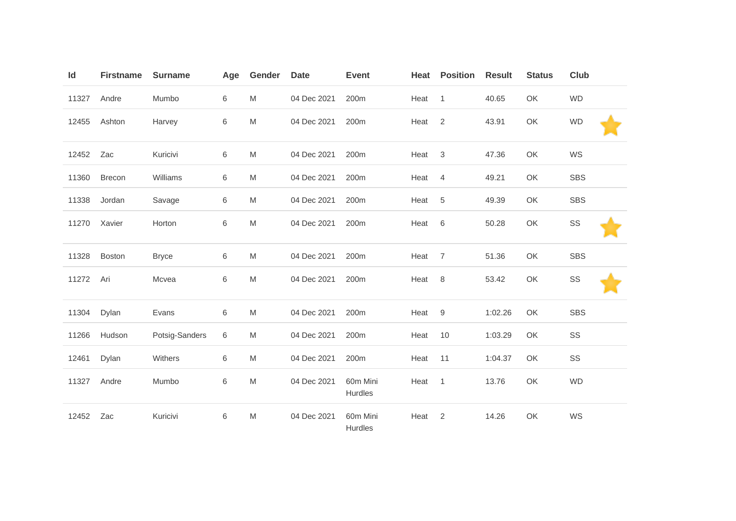| Id | Firstname | Surname | Age | Gender | Date | Event | Heat | Position | Result | Status | Club | |
|---|---|---|---|---|---|---|---|---|---|---|---|---|
| 11327 | Andre | Mumbo | 6 | M | 04 Dec 2021 | 200m | Heat | 1 | 40.65 | OK | WD | |
| 12455 | Ashton | Harvey | 6 | M | 04 Dec 2021 | 200m | Heat | 2 | 43.91 | OK | WD | ⭐ |
| 12452 | Zac | Kuricivi | 6 | M | 04 Dec 2021 | 200m | Heat | 3 | 47.36 | OK | WS | |
| 11360 | Brecon | Williams | 6 | M | 04 Dec 2021 | 200m | Heat | 4 | 49.21 | OK | SBS | |
| 11338 | Jordan | Savage | 6 | M | 04 Dec 2021 | 200m | Heat | 5 | 49.39 | OK | SBS | |
| 11270 | Xavier | Horton | 6 | M | 04 Dec 2021 | 200m | Heat | 6 | 50.28 | OK | SS | ⭐ |
| 11328 | Boston | Bryce | 6 | M | 04 Dec 2021 | 200m | Heat | 7 | 51.36 | OK | SBS | |
| 11272 | Ari | Mcvea | 6 | M | 04 Dec 2021 | 200m | Heat | 8 | 53.42 | OK | SS | ⭐ |
| 11304 | Dylan | Evans | 6 | M | 04 Dec 2021 | 200m | Heat | 9 | 1:02.26 | OK | SBS | |
| 11266 | Hudson | Potsig-Sanders | 6 | M | 04 Dec 2021 | 200m | Heat | 10 | 1:03.29 | OK | SS | |
| 12461 | Dylan | Withers | 6 | M | 04 Dec 2021 | 200m | Heat | 11 | 1:04.37 | OK | SS | |
| 11327 | Andre | Mumbo | 6 | M | 04 Dec 2021 | 60m Mini Hurdles | Heat | 1 | 13.76 | OK | WD | |
| 12452 | Zac | Kuricivi | 6 | M | 04 Dec 2021 | 60m Mini Hurdles | Heat | 2 | 14.26 | OK | WS | |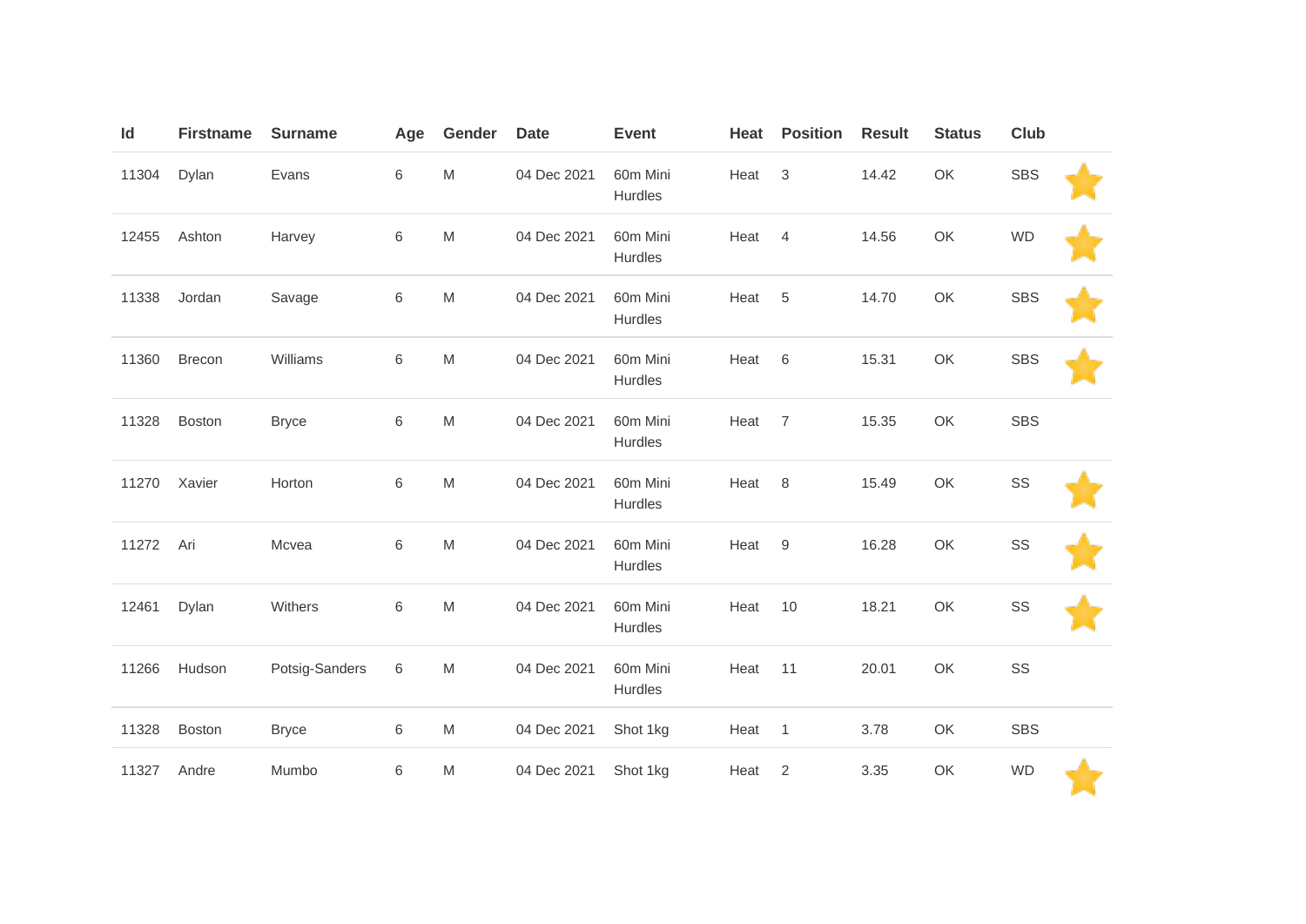| Id | Firstname | Surname | Age | Gender | Date | Event | Heat | Position | Result | Status | Club | |
|---|---|---|---|---|---|---|---|---|---|---|---|---|
| 11304 | Dylan | Evans | 6 | M | 04 Dec 2021 | 60m Mini Hurdles | Heat | 3 | 14.42 | OK | SBS | ⭐ |
| 12455 | Ashton | Harvey | 6 | M | 04 Dec 2021 | 60m Mini Hurdles | Heat | 4 | 14.56 | OK | WD | ⭐ |
| 11338 | Jordan | Savage | 6 | M | 04 Dec 2021 | 60m Mini Hurdles | Heat | 5 | 14.70 | OK | SBS | ⭐ |
| 11360 | Brecon | Williams | 6 | M | 04 Dec 2021 | 60m Mini Hurdles | Heat | 6 | 15.31 | OK | SBS | ⭐ |
| 11328 | Boston | Bryce | 6 | M | 04 Dec 2021 | 60m Mini Hurdles | Heat | 7 | 15.35 | OK | SBS | |
| 11270 | Xavier | Horton | 6 | M | 04 Dec 2021 | 60m Mini Hurdles | Heat | 8 | 15.49 | OK | SS | ⭐ |
| 11272 | Ari | Mcvea | 6 | M | 04 Dec 2021 | 60m Mini Hurdles | Heat | 9 | 16.28 | OK | SS | ⭐ |
| 12461 | Dylan | Withers | 6 | M | 04 Dec 2021 | 60m Mini Hurdles | Heat | 10 | 18.21 | OK | SS | ⭐ |
| 11266 | Hudson | Potsig-Sanders | 6 | M | 04 Dec 2021 | 60m Mini Hurdles | Heat | 11 | 20.01 | OK | SS | |
| 11328 | Boston | Bryce | 6 | M | 04 Dec 2021 | Shot 1kg | Heat | 1 | 3.78 | OK | SBS | |
| 11327 | Andre | Mumbo | 6 | M | 04 Dec 2021 | Shot 1kg | Heat | 2 | 3.35 | OK | WD | ⭐ |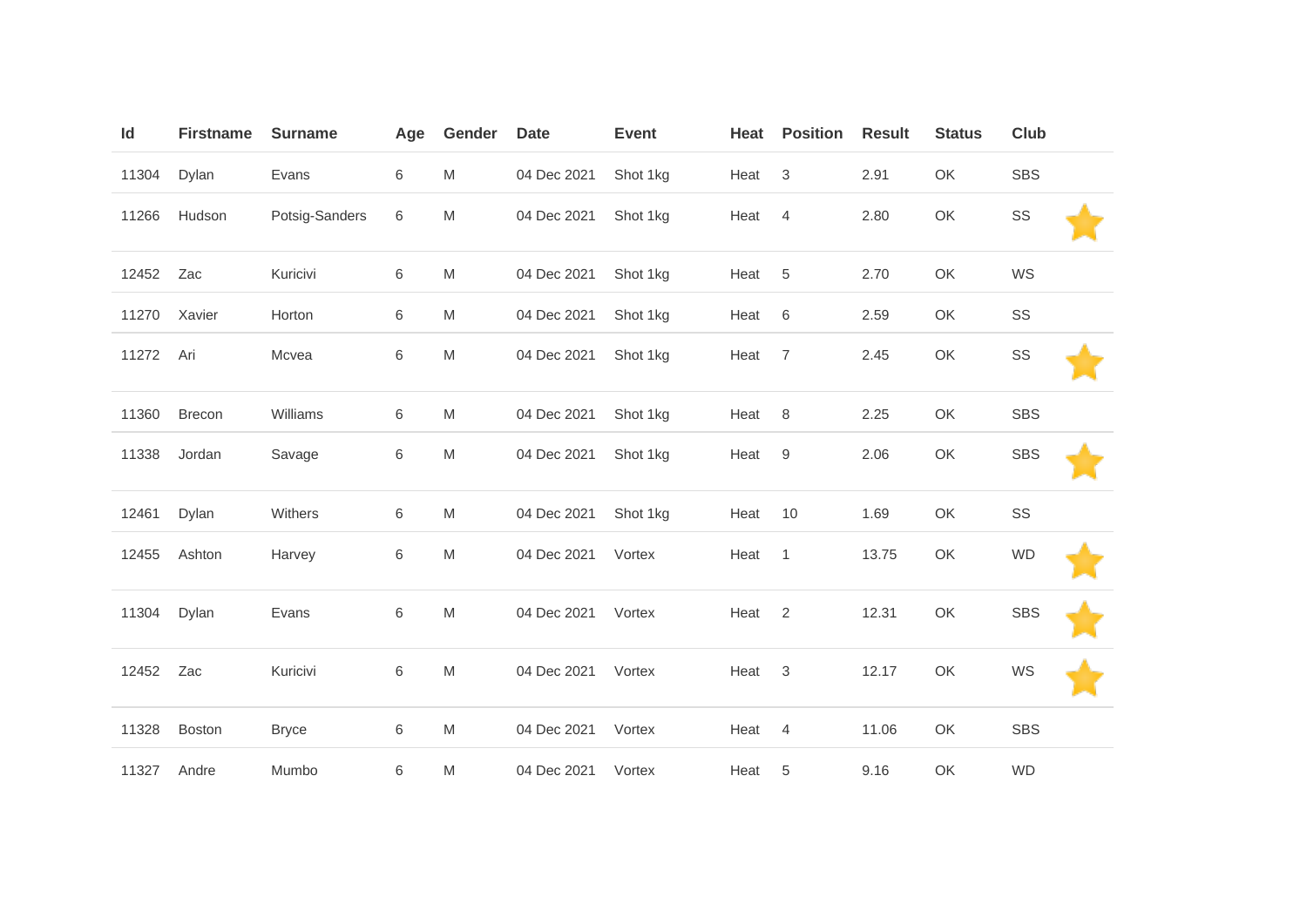| Id | Firstname | Surname | Age | Gender | Date | Event | Heat | Position | Result | Status | Club | |
|---|---|---|---|---|---|---|---|---|---|---|---|---|
| 11304 | Dylan | Evans | 6 | M | 04 Dec 2021 | Shot 1kg | Heat | 3 | 2.91 | OK | SBS | |
| 11266 | Hudson | Potsig-Sanders | 6 | M | 04 Dec 2021 | Shot 1kg | Heat | 4 | 2.80 | OK | SS | ⭐ |
| 12452 | Zac | Kuricivi | 6 | M | 04 Dec 2021 | Shot 1kg | Heat | 5 | 2.70 | OK | WS | |
| 11270 | Xavier | Horton | 6 | M | 04 Dec 2021 | Shot 1kg | Heat | 6 | 2.59 | OK | SS | |
| 11272 | Ari | Mcvea | 6 | M | 04 Dec 2021 | Shot 1kg | Heat | 7 | 2.45 | OK | SS | ⭐ |
| 11360 | Brecon | Williams | 6 | M | 04 Dec 2021 | Shot 1kg | Heat | 8 | 2.25 | OK | SBS | |
| 11338 | Jordan | Savage | 6 | M | 04 Dec 2021 | Shot 1kg | Heat | 9 | 2.06 | OK | SBS | ⭐ |
| 12461 | Dylan | Withers | 6 | M | 04 Dec 2021 | Shot 1kg | Heat | 10 | 1.69 | OK | SS | |
| 12455 | Ashton | Harvey | 6 | M | 04 Dec 2021 | Vortex | Heat | 1 | 13.75 | OK | WD | ⭐ |
| 11304 | Dylan | Evans | 6 | M | 04 Dec 2021 | Vortex | Heat | 2 | 12.31 | OK | SBS | ⭐ |
| 12452 | Zac | Kuricivi | 6 | M | 04 Dec 2021 | Vortex | Heat | 3 | 12.17 | OK | WS | ⭐ |
| 11328 | Boston | Bryce | 6 | M | 04 Dec 2021 | Vortex | Heat | 4 | 11.06 | OK | SBS | |
| 11327 | Andre | Mumbo | 6 | M | 04 Dec 2021 | Vortex | Heat | 5 | 9.16 | OK | WD | |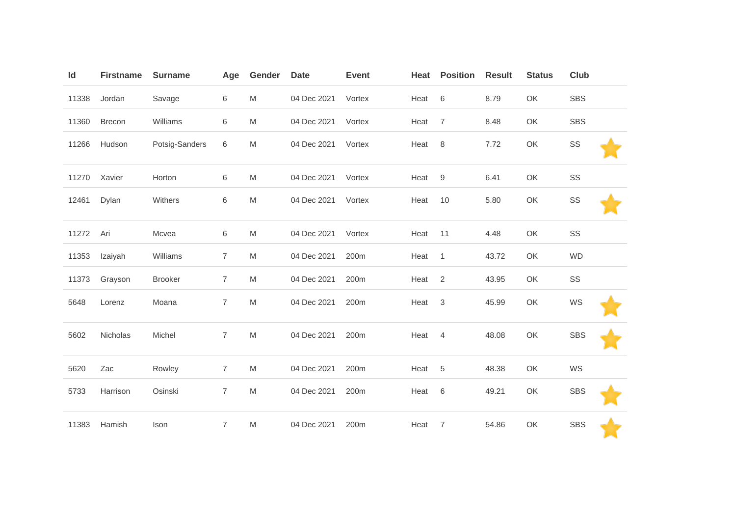| Id | Firstname | Surname | Age | Gender | Date | Event | Heat | Position | Result | Status | Club | |
|---|---|---|---|---|---|---|---|---|---|---|---|---|
| 11338 | Jordan | Savage | 6 | M | 04 Dec 2021 | Vortex | Heat | 6 | 8.79 | OK | SBS | |
| 11360 | Brecon | Williams | 6 | M | 04 Dec 2021 | Vortex | Heat | 7 | 8.48 | OK | SBS | |
| 11266 | Hudson | Potsig-Sanders | 6 | M | 04 Dec 2021 | Vortex | Heat | 8 | 7.72 | OK | SS | ⭐ |
| 11270 | Xavier | Horton | 6 | M | 04 Dec 2021 | Vortex | Heat | 9 | 6.41 | OK | SS | |
| 12461 | Dylan | Withers | 6 | M | 04 Dec 2021 | Vortex | Heat | 10 | 5.80 | OK | SS | ⭐ |
| 11272 | Ari | Mcvea | 6 | M | 04 Dec 2021 | Vortex | Heat | 11 | 4.48 | OK | SS | |
| 11353 | Izaiyah | Williams | 7 | M | 04 Dec 2021 | 200m | Heat | 1 | 43.72 | OK | WD | |
| 11373 | Grayson | Brooker | 7 | M | 04 Dec 2021 | 200m | Heat | 2 | 43.95 | OK | SS | |
| 5648 | Lorenz | Moana | 7 | M | 04 Dec 2021 | 200m | Heat | 3 | 45.99 | OK | WS | ⭐ |
| 5602 | Nicholas | Michel | 7 | M | 04 Dec 2021 | 200m | Heat | 4 | 48.08 | OK | SBS | ⭐ |
| 5620 | Zac | Rowley | 7 | M | 04 Dec 2021 | 200m | Heat | 5 | 48.38 | OK | WS | |
| 5733 | Harrison | Osinski | 7 | M | 04 Dec 2021 | 200m | Heat | 6 | 49.21 | OK | SBS | ⭐ |
| 11383 | Hamish | Ison | 7 | M | 04 Dec 2021 | 200m | Heat | 7 | 54.86 | OK | SBS | ⭐ |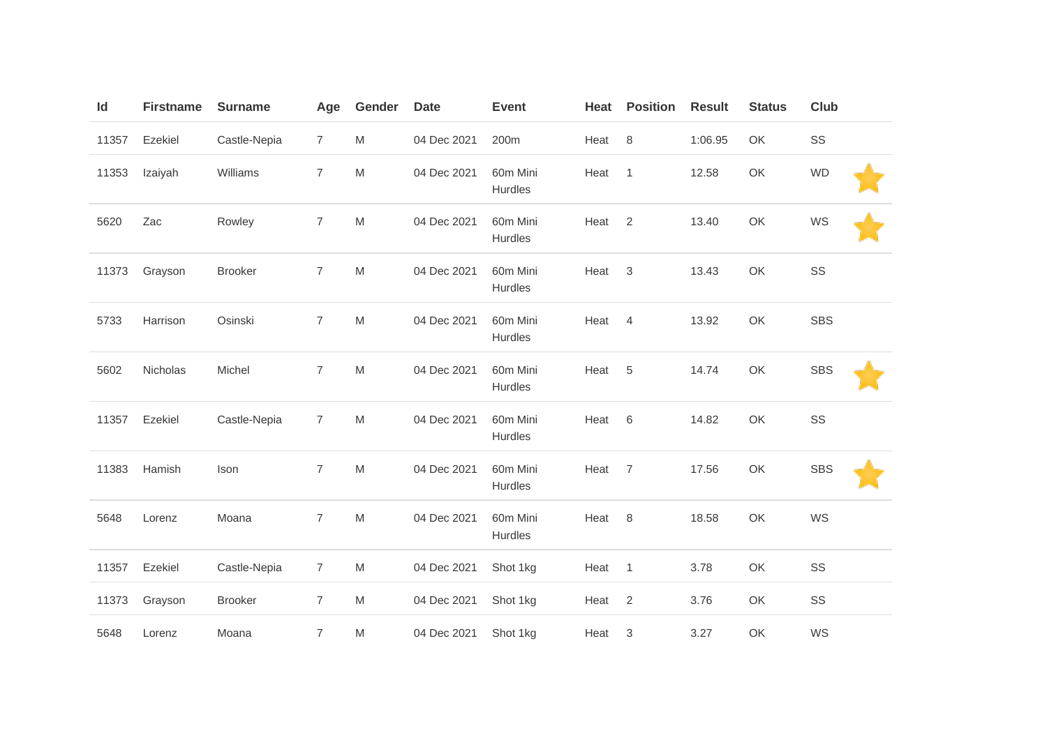| Id | Firstname | Surname | Age | Gender | Date | Event | Heat | Position | Result | Status | Club | |
|---|---|---|---|---|---|---|---|---|---|---|---|---|
| 11357 | Ezekiel | Castle-Nepia | 7 | M | 04 Dec 2021 | 200m | Heat | 8 | 1:06.95 | OK | SS | |
| 11353 | Izaiyah | Williams | 7 | M | 04 Dec 2021 | 60m Mini Hurdles | Heat | 1 | 12.58 | OK | WD | ⭐ |
| 5620 | Zac | Rowley | 7 | M | 04 Dec 2021 | 60m Mini Hurdles | Heat | 2 | 13.40 | OK | WS | ⭐ |
| 11373 | Grayson | Brooker | 7 | M | 04 Dec 2021 | 60m Mini Hurdles | Heat | 3 | 13.43 | OK | SS | |
| 5733 | Harrison | Osinski | 7 | M | 04 Dec 2021 | 60m Mini Hurdles | Heat | 4 | 13.92 | OK | SBS | |
| 5602 | Nicholas | Michel | 7 | M | 04 Dec 2021 | 60m Mini Hurdles | Heat | 5 | 14.74 | OK | SBS | ⭐ |
| 11357 | Ezekiel | Castle-Nepia | 7 | M | 04 Dec 2021 | 60m Mini Hurdles | Heat | 6 | 14.82 | OK | SS | |
| 11383 | Hamish | Ison | 7 | M | 04 Dec 2021 | 60m Mini Hurdles | Heat | 7 | 17.56 | OK | SBS | ⭐ |
| 5648 | Lorenz | Moana | 7 | M | 04 Dec 2021 | 60m Mini Hurdles | Heat | 8 | 18.58 | OK | WS | |
| 11357 | Ezekiel | Castle-Nepia | 7 | M | 04 Dec 2021 | Shot 1kg | Heat | 1 | 3.78 | OK | SS | |
| 11373 | Grayson | Brooker | 7 | M | 04 Dec 2021 | Shot 1kg | Heat | 2 | 3.76 | OK | SS | |
| 5648 | Lorenz | Moana | 7 | M | 04 Dec 2021 | Shot 1kg | Heat | 3 | 3.27 | OK | WS | |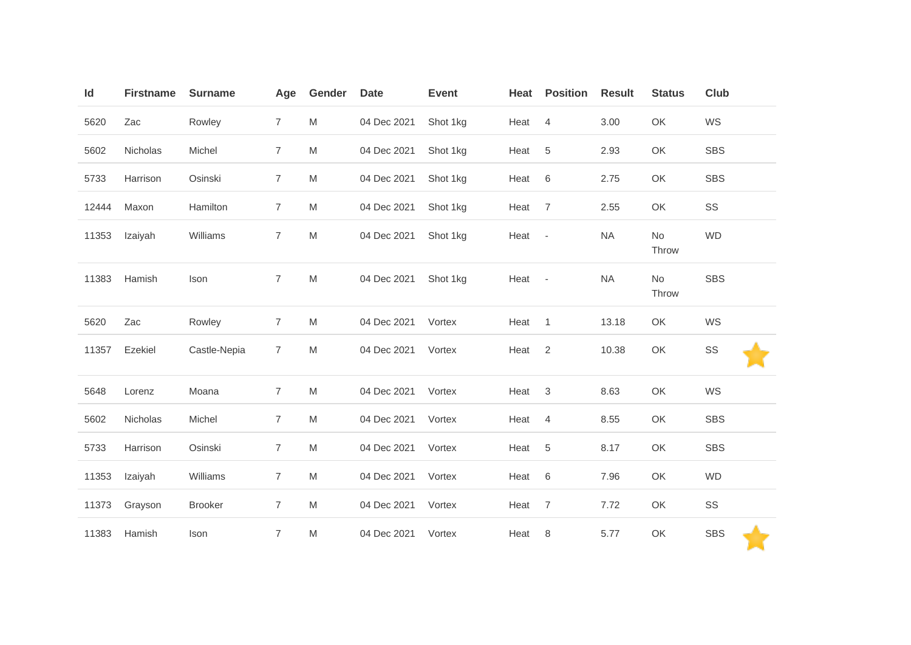| Id | Firstname | Surname | Age | Gender | Date | Event | Heat | Position | Result | Status | Club |
|---|---|---|---|---|---|---|---|---|---|---|---|
| 5620 | Zac | Rowley | 7 | M | 04 Dec 2021 | Shot 1kg | Heat | 4 | 3.00 | OK | WS |
| 5602 | Nicholas | Michel | 7 | M | 04 Dec 2021 | Shot 1kg | Heat | 5 | 2.93 | OK | SBS |
| 5733 | Harrison | Osinski | 7 | M | 04 Dec 2021 | Shot 1kg | Heat | 6 | 2.75 | OK | SBS |
| 12444 | Maxon | Hamilton | 7 | M | 04 Dec 2021 | Shot 1kg | Heat | 7 | 2.55 | OK | SS |
| 11353 | Izaiyah | Williams | 7 | M | 04 Dec 2021 | Shot 1kg | Heat | - | NA | No Throw | WD |
| 11383 | Hamish | Ison | 7 | M | 04 Dec 2021 | Shot 1kg | Heat | - | NA | No Throw | SBS |
| 5620 | Zac | Rowley | 7 | M | 04 Dec 2021 | Vortex | Heat | 1 | 13.18 | OK | WS |
| 11357 | Ezekiel | Castle-Nepia | 7 | M | 04 Dec 2021 | Vortex | Heat | 2 | 10.38 | OK | SS |
| 5648 | Lorenz | Moana | 7 | M | 04 Dec 2021 | Vortex | Heat | 3 | 8.63 | OK | WS |
| 5602 | Nicholas | Michel | 7 | M | 04 Dec 2021 | Vortex | Heat | 4 | 8.55 | OK | SBS |
| 5733 | Harrison | Osinski | 7 | M | 04 Dec 2021 | Vortex | Heat | 5 | 8.17 | OK | SBS |
| 11353 | Izaiyah | Williams | 7 | M | 04 Dec 2021 | Vortex | Heat | 6 | 7.96 | OK | WD |
| 11373 | Grayson | Brooker | 7 | M | 04 Dec 2021 | Vortex | Heat | 7 | 7.72 | OK | SS |
| 11383 | Hamish | Ison | 7 | M | 04 Dec 2021 | Vortex | Heat | 8 | 5.77 | OK | SBS |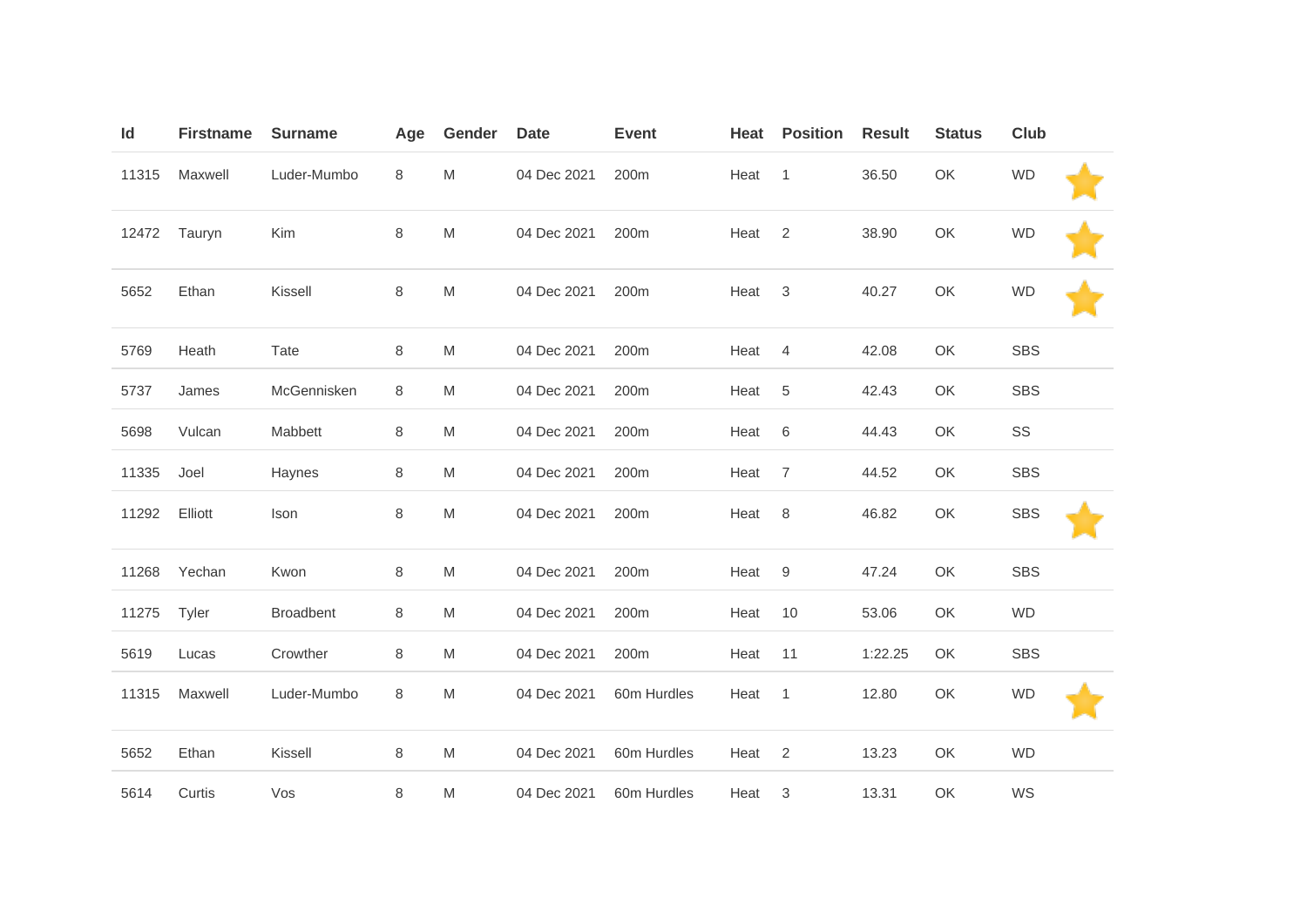| Id | Firstname | Surname | Age | Gender | Date | Event | Heat | Position | Result | Status | Club | |
|---|---|---|---|---|---|---|---|---|---|---|---|---|
| 11315 | Maxwell | Luder-Mumbo | 8 | M | 04 Dec 2021 | 200m | Heat | 1 | 36.50 | OK | WD | ⭐ |
| 12472 | Tauryn | Kim | 8 | M | 04 Dec 2021 | 200m | Heat | 2 | 38.90 | OK | WD | ⭐ |
| 5652 | Ethan | Kissell | 8 | M | 04 Dec 2021 | 200m | Heat | 3 | 40.27 | OK | WD | ⭐ |
| 5769 | Heath | Tate | 8 | M | 04 Dec 2021 | 200m | Heat | 4 | 42.08 | OK | SBS | |
| 5737 | James | McGennisken | 8 | M | 04 Dec 2021 | 200m | Heat | 5 | 42.43 | OK | SBS | |
| 5698 | Vulcan | Mabbett | 8 | M | 04 Dec 2021 | 200m | Heat | 6 | 44.43 | OK | SS | |
| 11335 | Joel | Haynes | 8 | M | 04 Dec 2021 | 200m | Heat | 7 | 44.52 | OK | SBS | |
| 11292 | Elliott | Ison | 8 | M | 04 Dec 2021 | 200m | Heat | 8 | 46.82 | OK | SBS | ⭐ |
| 11268 | Yechan | Kwon | 8 | M | 04 Dec 2021 | 200m | Heat | 9 | 47.24 | OK | SBS | |
| 11275 | Tyler | Broadbent | 8 | M | 04 Dec 2021 | 200m | Heat | 10 | 53.06 | OK | WD | |
| 5619 | Lucas | Crowther | 8 | M | 04 Dec 2021 | 200m | Heat | 11 | 1:22.25 | OK | SBS | |
| 11315 | Maxwell | Luder-Mumbo | 8 | M | 04 Dec 2021 | 60m Hurdles | Heat | 1 | 12.80 | OK | WD | ⭐ |
| 5652 | Ethan | Kissell | 8 | M | 04 Dec 2021 | 60m Hurdles | Heat | 2 | 13.23 | OK | WD | |
| 5614 | Curtis | Vos | 8 | M | 04 Dec 2021 | 60m Hurdles | Heat | 3 | 13.31 | OK | WS | |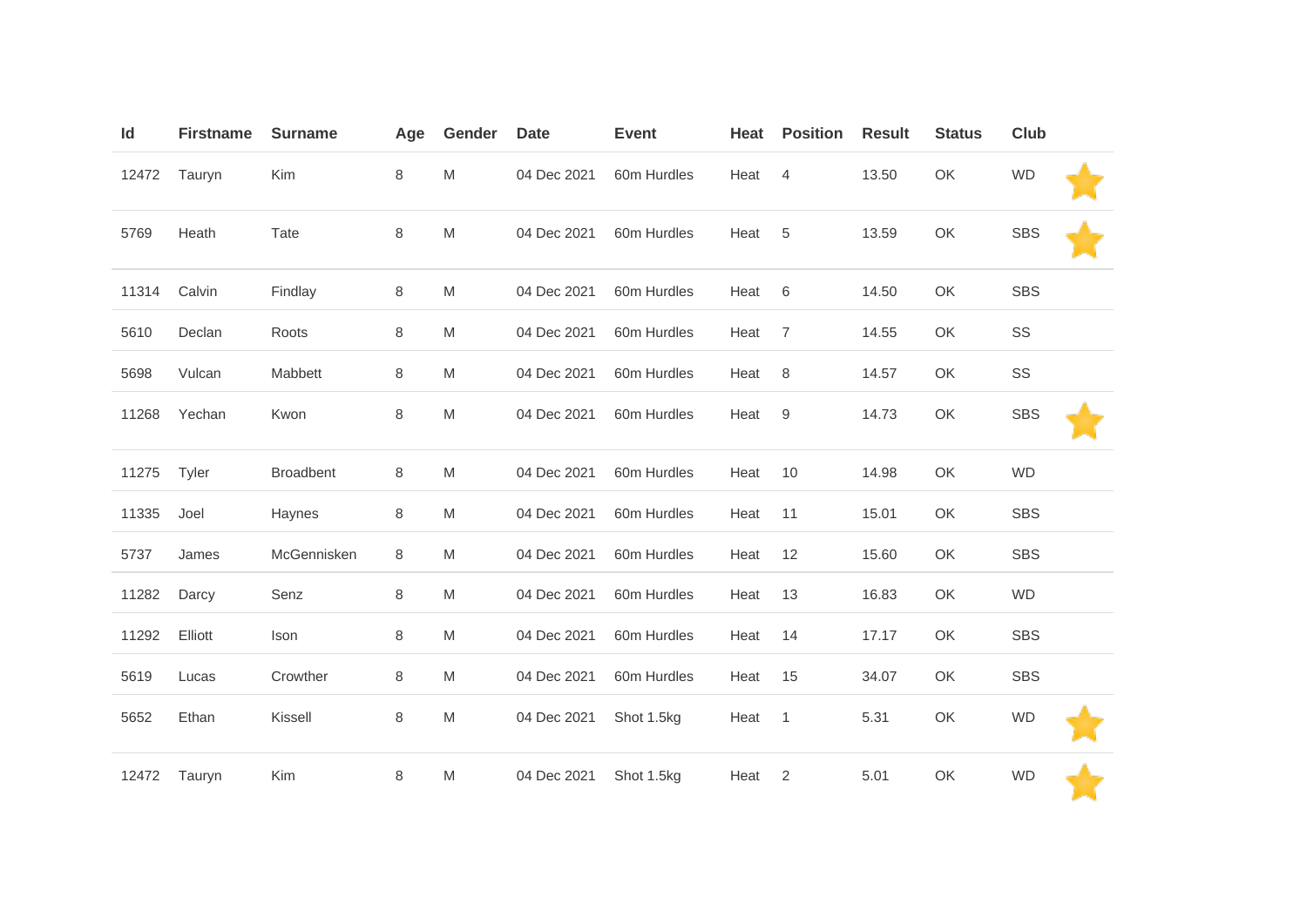| Id | Firstname | Surname | Age | Gender | Date | Event | Heat | Position | Result | Status | Club |
| --- | --- | --- | --- | --- | --- | --- | --- | --- | --- | --- | --- |
| 12472 | Tauryn | Kim | 8 | M | 04 Dec 2021 | 60m Hurdles | Heat | 4 | 13.50 | OK | WD |
| 5769 | Heath | Tate | 8 | M | 04 Dec 2021 | 60m Hurdles | Heat | 5 | 13.59 | OK | SBS |
| 11314 | Calvin | Findlay | 8 | M | 04 Dec 2021 | 60m Hurdles | Heat | 6 | 14.50 | OK | SBS |
| 5610 | Declan | Roots | 8 | M | 04 Dec 2021 | 60m Hurdles | Heat | 7 | 14.55 | OK | SS |
| 5698 | Vulcan | Mabbett | 8 | M | 04 Dec 2021 | 60m Hurdles | Heat | 8 | 14.57 | OK | SS |
| 11268 | Yechan | Kwon | 8 | M | 04 Dec 2021 | 60m Hurdles | Heat | 9 | 14.73 | OK | SBS |
| 11275 | Tyler | Broadbent | 8 | M | 04 Dec 2021 | 60m Hurdles | Heat | 10 | 14.98 | OK | WD |
| 11335 | Joel | Haynes | 8 | M | 04 Dec 2021 | 60m Hurdles | Heat | 11 | 15.01 | OK | SBS |
| 5737 | James | McGennisken | 8 | M | 04 Dec 2021 | 60m Hurdles | Heat | 12 | 15.60 | OK | SBS |
| 11282 | Darcy | Senz | 8 | M | 04 Dec 2021 | 60m Hurdles | Heat | 13 | 16.83 | OK | WD |
| 11292 | Elliott | Ison | 8 | M | 04 Dec 2021 | 60m Hurdles | Heat | 14 | 17.17 | OK | SBS |
| 5619 | Lucas | Crowther | 8 | M | 04 Dec 2021 | 60m Hurdles | Heat | 15 | 34.07 | OK | SBS |
| 5652 | Ethan | Kissell | 8 | M | 04 Dec 2021 | Shot 1.5kg | Heat | 1 | 5.31 | OK | WD |
| 12472 | Tauryn | Kim | 8 | M | 04 Dec 2021 | Shot 1.5kg | Heat | 2 | 5.01 | OK | WD |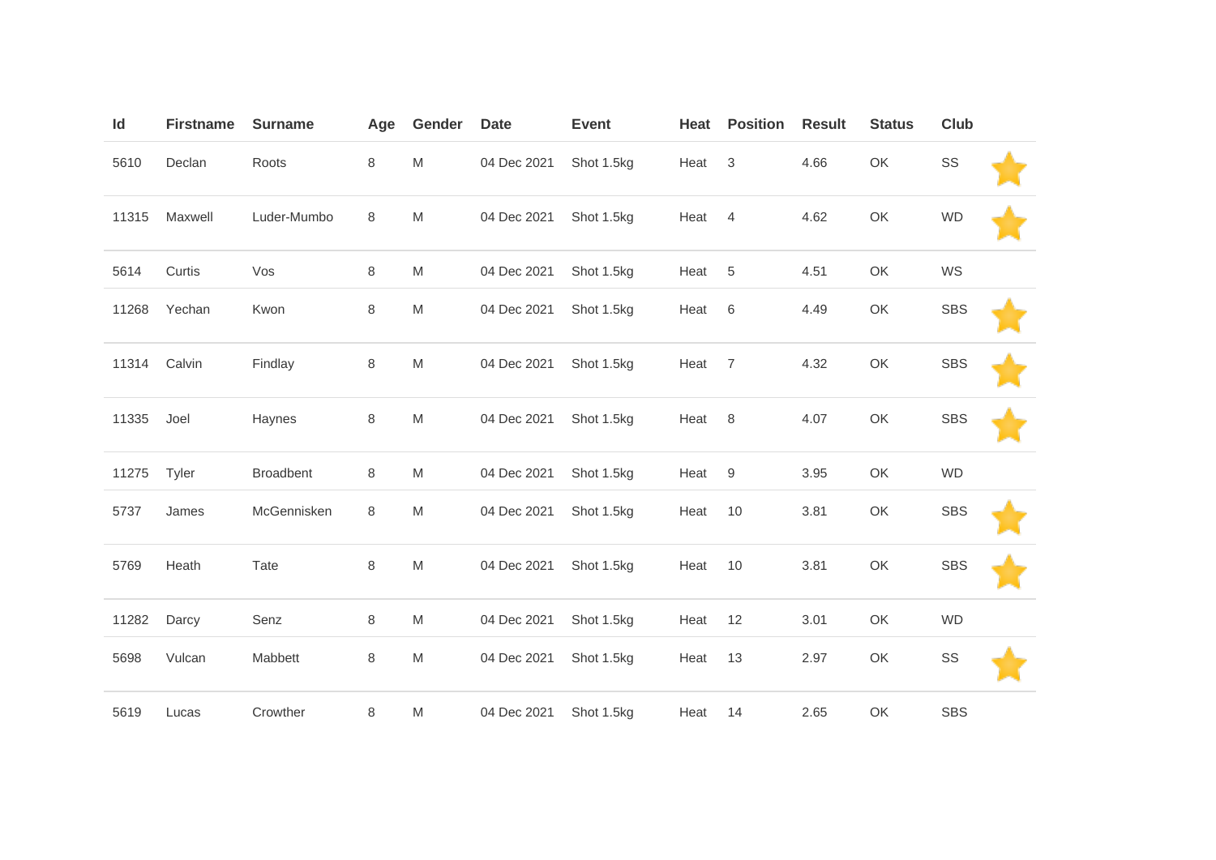| Id | Firstname | Surname | Age | Gender | Date | Event | Heat | Position | Result | Status | Club | |
|---|---|---|---|---|---|---|---|---|---|---|---|---|
| 5610 | Declan | Roots | 8 | M | 04 Dec 2021 | Shot 1.5kg | Heat | 3 | 4.66 | OK | SS | ⭐ |
| 11315 | Maxwell | Luder-Mumbo | 8 | M | 04 Dec 2021 | Shot 1.5kg | Heat | 4 | 4.62 | OK | WD | ⭐ |
| 5614 | Curtis | Vos | 8 | M | 04 Dec 2021 | Shot 1.5kg | Heat | 5 | 4.51 | OK | WS | |
| 11268 | Yechan | Kwon | 8 | M | 04 Dec 2021 | Shot 1.5kg | Heat | 6 | 4.49 | OK | SBS | ⭐ |
| 11314 | Calvin | Findlay | 8 | M | 04 Dec 2021 | Shot 1.5kg | Heat | 7 | 4.32 | OK | SBS | ⭐ |
| 11335 | Joel | Haynes | 8 | M | 04 Dec 2021 | Shot 1.5kg | Heat | 8 | 4.07 | OK | SBS | ⭐ |
| 11275 | Tyler | Broadbent | 8 | M | 04 Dec 2021 | Shot 1.5kg | Heat | 9 | 3.95 | OK | WD | |
| 5737 | James | McGennisken | 8 | M | 04 Dec 2021 | Shot 1.5kg | Heat | 10 | 3.81 | OK | SBS | ⭐ |
| 5769 | Heath | Tate | 8 | M | 04 Dec 2021 | Shot 1.5kg | Heat | 10 | 3.81 | OK | SBS | ⭐ |
| 11282 | Darcy | Senz | 8 | M | 04 Dec 2021 | Shot 1.5kg | Heat | 12 | 3.01 | OK | WD | |
| 5698 | Vulcan | Mabbett | 8 | M | 04 Dec 2021 | Shot 1.5kg | Heat | 13 | 2.97 | OK | SS | ⭐ |
| 5619 | Lucas | Crowther | 8 | M | 04 Dec 2021 | Shot 1.5kg | Heat | 14 | 2.65 | OK | SBS | |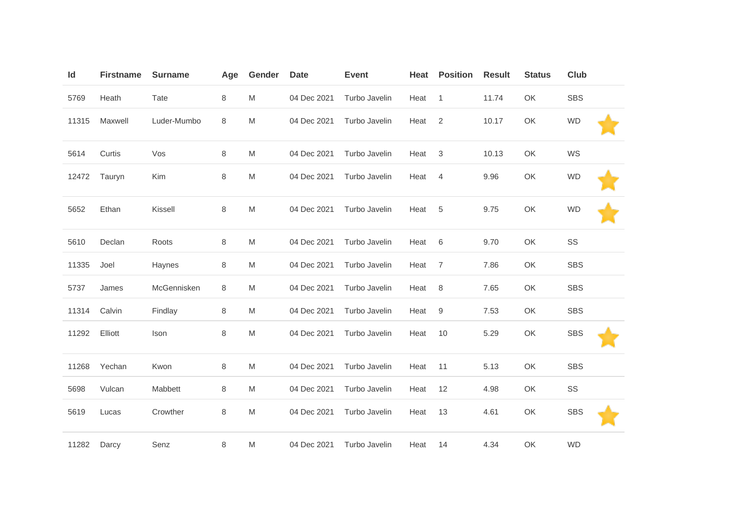| Id | Firstname | Surname | Age | Gender | Date | Event | Heat | Position | Result | Status | Club | |
|---|---|---|---|---|---|---|---|---|---|---|---|---|
| 5769 | Heath | Tate | 8 | M | 04 Dec 2021 | Turbo Javelin | Heat | 1 | 11.74 | OK | SBS | |
| 11315 | Maxwell | Luder-Mumbo | 8 | M | 04 Dec 2021 | Turbo Javelin | Heat | 2 | 10.17 | OK | WD | |
| 5614 | Curtis | Vos | 8 | M | 04 Dec 2021 | Turbo Javelin | Heat | 3 | 10.13 | OK | WS | |
| 12472 | Tauryn | Kim | 8 | M | 04 Dec 2021 | Turbo Javelin | Heat | 4 | 9.96 | OK | WD | |
| 5652 | Ethan | Kissell | 8 | M | 04 Dec 2021 | Turbo Javelin | Heat | 5 | 9.75 | OK | WD | |
| 5610 | Declan | Roots | 8 | M | 04 Dec 2021 | Turbo Javelin | Heat | 6 | 9.70 | OK | SS | |
| 11335 | Joel | Haynes | 8 | M | 04 Dec 2021 | Turbo Javelin | Heat | 7 | 7.86 | OK | SBS | |
| 5737 | James | McGennisken | 8 | M | 04 Dec 2021 | Turbo Javelin | Heat | 8 | 7.65 | OK | SBS | |
| 11314 | Calvin | Findlay | 8 | M | 04 Dec 2021 | Turbo Javelin | Heat | 9 | 7.53 | OK | SBS | |
| 11292 | Elliott | Ison | 8 | M | 04 Dec 2021 | Turbo Javelin | Heat | 10 | 5.29 | OK | SBS | |
| 11268 | Yechan | Kwon | 8 | M | 04 Dec 2021 | Turbo Javelin | Heat | 11 | 5.13 | OK | SBS | |
| 5698 | Vulcan | Mabbett | 8 | M | 04 Dec 2021 | Turbo Javelin | Heat | 12 | 4.98 | OK | SS | |
| 5619 | Lucas | Crowther | 8 | M | 04 Dec 2021 | Turbo Javelin | Heat | 13 | 4.61 | OK | SBS | |
| 11282 | Darcy | Senz | 8 | M | 04 Dec 2021 | Turbo Javelin | Heat | 14 | 4.34 | OK | WD | |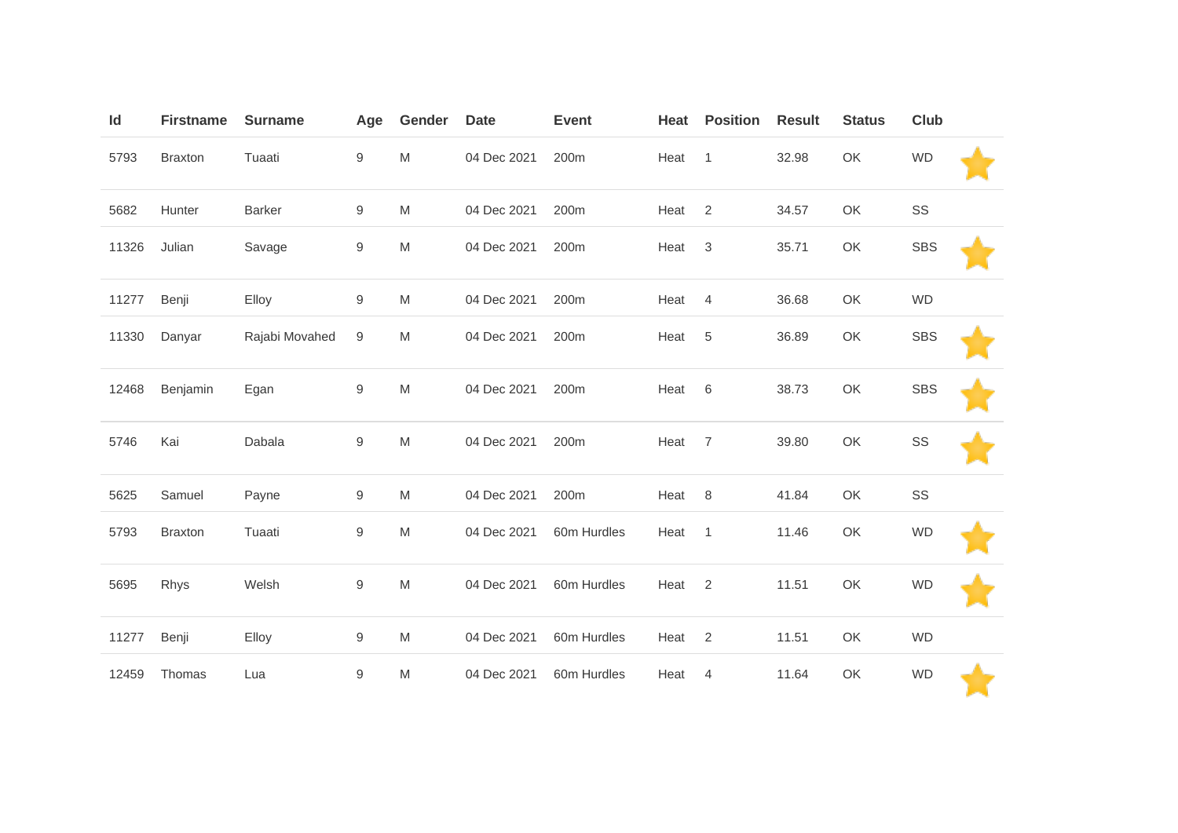| Id | Firstname | Surname | Age | Gender | Date | Event | Heat | Position | Result | Status | Club | |
|---|---|---|---|---|---|---|---|---|---|---|---|---|
| 5793 | Braxton | Tuaati | 9 | M | 04 Dec 2021 | 200m | Heat | 1 | 32.98 | OK | WD | ⭐ |
| 5682 | Hunter | Barker | 9 | M | 04 Dec 2021 | 200m | Heat | 2 | 34.57 | OK | SS | |
| 11326 | Julian | Savage | 9 | M | 04 Dec 2021 | 200m | Heat | 3 | 35.71 | OK | SBS | ⭐ |
| 11277 | Benji | Elloy | 9 | M | 04 Dec 2021 | 200m | Heat | 4 | 36.68 | OK | WD | |
| 11330 | Danyar | Rajabi Movahed | 9 | M | 04 Dec 2021 | 200m | Heat | 5 | 36.89 | OK | SBS | ⭐ |
| 12468 | Benjamin | Egan | 9 | M | 04 Dec 2021 | 200m | Heat | 6 | 38.73 | OK | SBS | ⭐ |
| 5746 | Kai | Dabala | 9 | M | 04 Dec 2021 | 200m | Heat | 7 | 39.80 | OK | SS | ⭐ |
| 5625 | Samuel | Payne | 9 | M | 04 Dec 2021 | 200m | Heat | 8 | 41.84 | OK | SS | |
| 5793 | Braxton | Tuaati | 9 | M | 04 Dec 2021 | 60m Hurdles | Heat | 1 | 11.46 | OK | WD | ⭐ |
| 5695 | Rhys | Welsh | 9 | M | 04 Dec 2021 | 60m Hurdles | Heat | 2 | 11.51 | OK | WD | ⭐ |
| 11277 | Benji | Elloy | 9 | M | 04 Dec 2021 | 60m Hurdles | Heat | 2 | 11.51 | OK | WD | |
| 12459 | Thomas | Lua | 9 | M | 04 Dec 2021 | 60m Hurdles | Heat | 4 | 11.64 | OK | WD | ⭐ |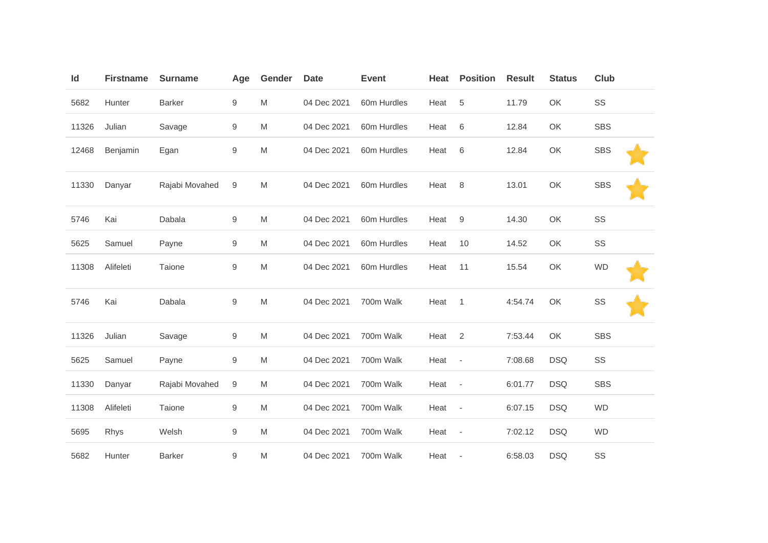| Id | Firstname | Surname | Age | Gender | Date | Event | Heat | Position | Result | Status | Club | |
|---|---|---|---|---|---|---|---|---|---|---|---|---|
| 5682 | Hunter | Barker | 9 | M | 04 Dec 2021 | 60m Hurdles | Heat | 5 | 11.79 | OK | SS | |
| 11326 | Julian | Savage | 9 | M | 04 Dec 2021 | 60m Hurdles | Heat | 6 | 12.84 | OK | SBS | |
| 12468 | Benjamin | Egan | 9 | M | 04 Dec 2021 | 60m Hurdles | Heat | 6 | 12.84 | OK | SBS | ⭐ |
| 11330 | Danyar | Rajabi Movahed | 9 | M | 04 Dec 2021 | 60m Hurdles | Heat | 8 | 13.01 | OK | SBS | ⭐ |
| 5746 | Kai | Dabala | 9 | M | 04 Dec 2021 | 60m Hurdles | Heat | 9 | 14.30 | OK | SS | |
| 5625 | Samuel | Payne | 9 | M | 04 Dec 2021 | 60m Hurdles | Heat | 10 | 14.52 | OK | SS | |
| 11308 | Alifeleti | Taione | 9 | M | 04 Dec 2021 | 60m Hurdles | Heat | 11 | 15.54 | OK | WD | ⭐ |
| 5746 | Kai | Dabala | 9 | M | 04 Dec 2021 | 700m Walk | Heat | 1 | 4:54.74 | OK | SS | ⭐ |
| 11326 | Julian | Savage | 9 | M | 04 Dec 2021 | 700m Walk | Heat | 2 | 7:53.44 | OK | SBS | |
| 5625 | Samuel | Payne | 9 | M | 04 Dec 2021 | 700m Walk | Heat | - | 7:08.68 | DSQ | SS | |
| 11330 | Danyar | Rajabi Movahed | 9 | M | 04 Dec 2021 | 700m Walk | Heat | - | 6:01.77 | DSQ | SBS | |
| 11308 | Alifeleti | Taione | 9 | M | 04 Dec 2021 | 700m Walk | Heat | - | 6:07.15 | DSQ | WD | |
| 5695 | Rhys | Welsh | 9 | M | 04 Dec 2021 | 700m Walk | Heat | - | 7:02.12 | DSQ | WD | |
| 5682 | Hunter | Barker | 9 | M | 04 Dec 2021 | 700m Walk | Heat | - | 6:58.03 | DSQ | SS | |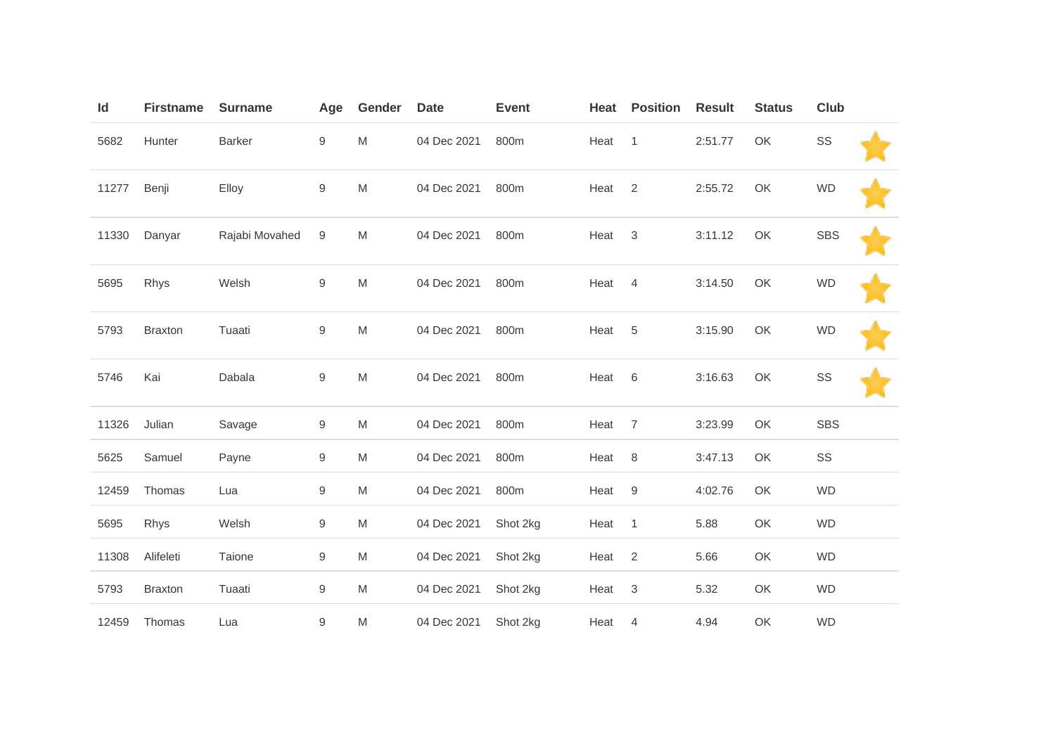| Id | Firstname | Surname | Age | Gender | Date | Event | Heat | Position | Result | Status | Club | |
|---|---|---|---|---|---|---|---|---|---|---|---|---|
| 5682 | Hunter | Barker | 9 | M | 04 Dec 2021 | 800m | Heat | 1 | 2:51.77 | OK | SS | ⭐ |
| 11277 | Benji | Elloy | 9 | M | 04 Dec 2021 | 800m | Heat | 2 | 2:55.72 | OK | WD | ⭐ |
| 11330 | Danyar | Rajabi Movahed | 9 | M | 04 Dec 2021 | 800m | Heat | 3 | 3:11.12 | OK | SBS | ⭐ |
| 5695 | Rhys | Welsh | 9 | M | 04 Dec 2021 | 800m | Heat | 4 | 3:14.50 | OK | WD | ⭐ |
| 5793 | Braxton | Tuaati | 9 | M | 04 Dec 2021 | 800m | Heat | 5 | 3:15.90 | OK | WD | ⭐ |
| 5746 | Kai | Dabala | 9 | M | 04 Dec 2021 | 800m | Heat | 6 | 3:16.63 | OK | SS | ⭐ |
| 11326 | Julian | Savage | 9 | M | 04 Dec 2021 | 800m | Heat | 7 | 3:23.99 | OK | SBS | |
| 5625 | Samuel | Payne | 9 | M | 04 Dec 2021 | 800m | Heat | 8 | 3:47.13 | OK | SS | |
| 12459 | Thomas | Lua | 9 | M | 04 Dec 2021 | 800m | Heat | 9 | 4:02.76 | OK | WD | |
| 5695 | Rhys | Welsh | 9 | M | 04 Dec 2021 | Shot 2kg | Heat | 1 | 5.88 | OK | WD | |
| 11308 | Alifeleti | Taione | 9 | M | 04 Dec 2021 | Shot 2kg | Heat | 2 | 5.66 | OK | WD | |
| 5793 | Braxton | Tuaati | 9 | M | 04 Dec 2021 | Shot 2kg | Heat | 3 | 5.32 | OK | WD | |
| 12459 | Thomas | Lua | 9 | M | 04 Dec 2021 | Shot 2kg | Heat | 4 | 4.94 | OK | WD | |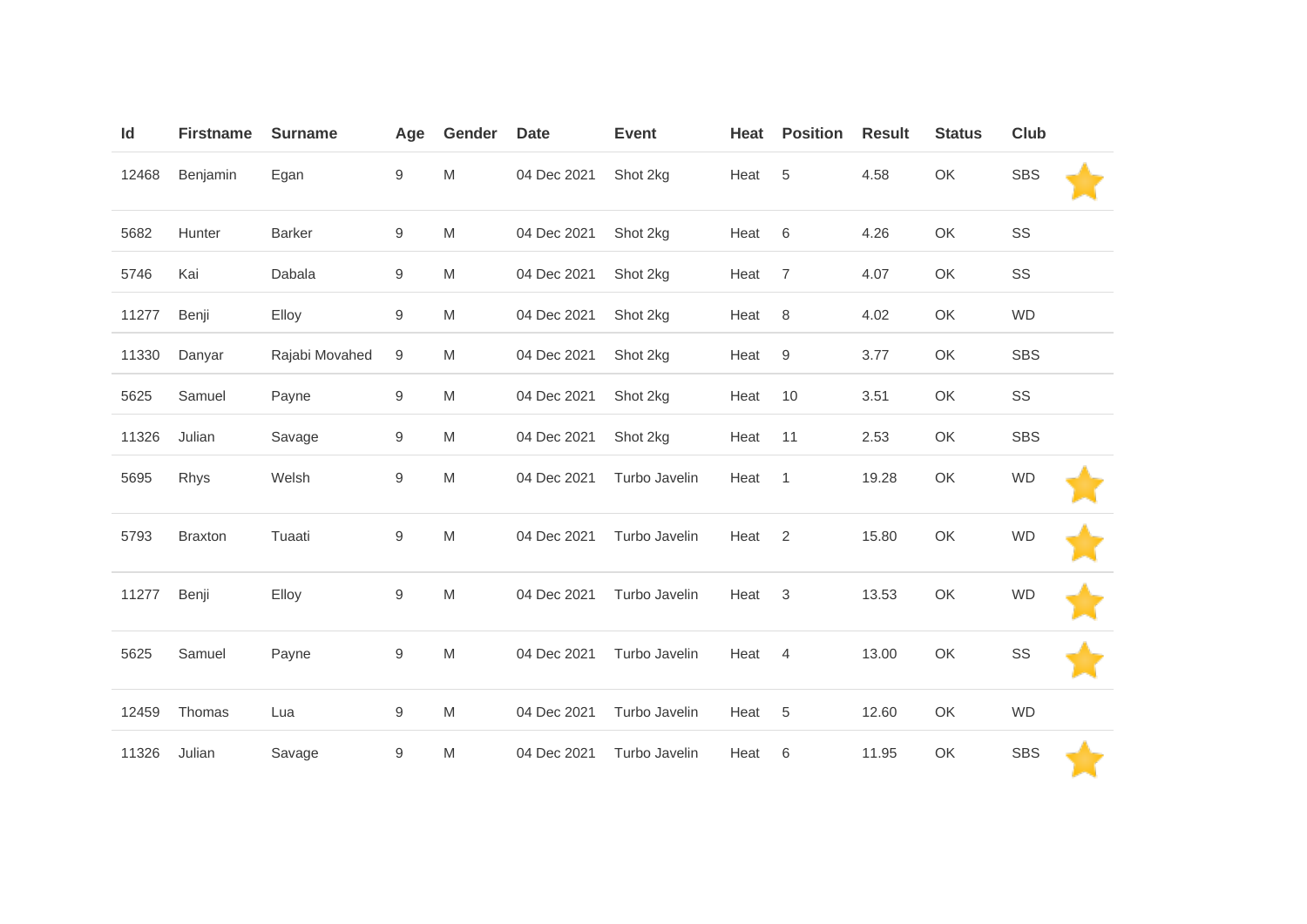| Id | Firstname | Surname | Age | Gender | Date | Event | Heat | Position | Result | Status | Club | |
|---|---|---|---|---|---|---|---|---|---|---|---|---|
| 12468 | Benjamin | Egan | 9 | M | 04 Dec 2021 | Shot 2kg | Heat | 5 | 4.58 | OK | SBS | ⭐ |
| 5682 | Hunter | Barker | 9 | M | 04 Dec 2021 | Shot 2kg | Heat | 6 | 4.26 | OK | SS | |
| 5746 | Kai | Dabala | 9 | M | 04 Dec 2021 | Shot 2kg | Heat | 7 | 4.07 | OK | SS | |
| 11277 | Benji | Elloy | 9 | M | 04 Dec 2021 | Shot 2kg | Heat | 8 | 4.02 | OK | WD | |
| 11330 | Danyar | Rajabi Movahed | 9 | M | 04 Dec 2021 | Shot 2kg | Heat | 9 | 3.77 | OK | SBS | |
| 5625 | Samuel | Payne | 9 | M | 04 Dec 2021 | Shot 2kg | Heat | 10 | 3.51 | OK | SS | |
| 11326 | Julian | Savage | 9 | M | 04 Dec 2021 | Shot 2kg | Heat | 11 | 2.53 | OK | SBS | |
| 5695 | Rhys | Welsh | 9 | M | 04 Dec 2021 | Turbo Javelin | Heat | 1 | 19.28 | OK | WD | ⭐ |
| 5793 | Braxton | Tuaati | 9 | M | 04 Dec 2021 | Turbo Javelin | Heat | 2 | 15.80 | OK | WD | ⭐ |
| 11277 | Benji | Elloy | 9 | M | 04 Dec 2021 | Turbo Javelin | Heat | 3 | 13.53 | OK | WD | ⭐ |
| 5625 | Samuel | Payne | 9 | M | 04 Dec 2021 | Turbo Javelin | Heat | 4 | 13.00 | OK | SS | ⭐ |
| 12459 | Thomas | Lua | 9 | M | 04 Dec 2021 | Turbo Javelin | Heat | 5 | 12.60 | OK | WD | |
| 11326 | Julian | Savage | 9 | M | 04 Dec 2021 | Turbo Javelin | Heat | 6 | 11.95 | OK | SBS | ⭐ |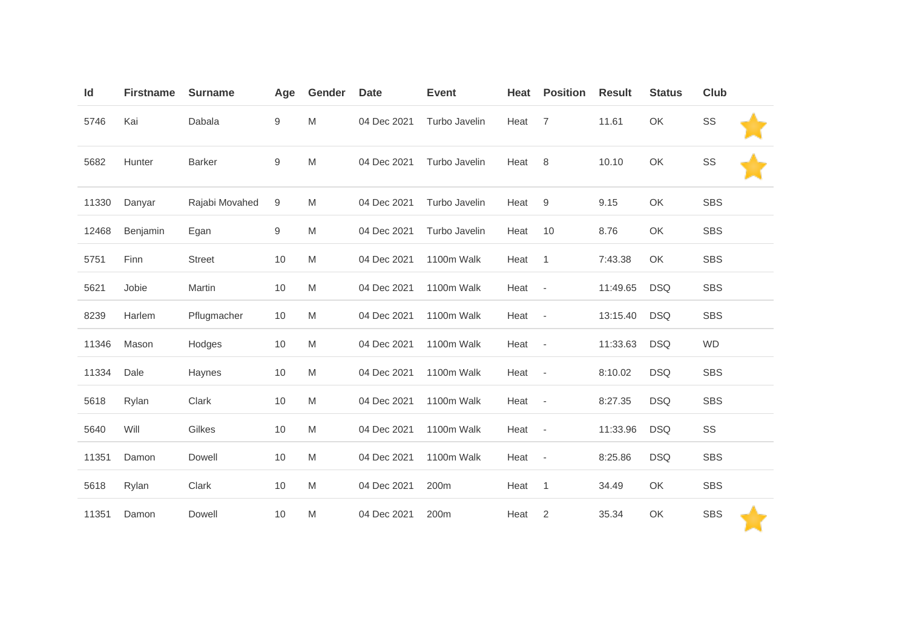| Id | Firstname | Surname | Age | Gender | Date | Event | Heat | Position | Result | Status | Club | |
|---|---|---|---|---|---|---|---|---|---|---|---|---|
| 5746 | Kai | Dabala | 9 | M | 04 Dec 2021 | Turbo Javelin | Heat | 7 | 11.61 | OK | SS | ⭐ |
| 5682 | Hunter | Barker | 9 | M | 04 Dec 2021 | Turbo Javelin | Heat | 8 | 10.10 | OK | SS | ⭐ |
| 11330 | Danyar | Rajabi Movahed | 9 | M | 04 Dec 2021 | Turbo Javelin | Heat | 9 | 9.15 | OK | SBS | |
| 12468 | Benjamin | Egan | 9 | M | 04 Dec 2021 | Turbo Javelin | Heat | 10 | 8.76 | OK | SBS | |
| 5751 | Finn | Street | 10 | M | 04 Dec 2021 | 1100m Walk | Heat | 1 | 7:43.38 | OK | SBS | |
| 5621 | Jobie | Martin | 10 | M | 04 Dec 2021 | 1100m Walk | Heat | - | 11:49.65 | DSQ | SBS | |
| 8239 | Harlem | Pflugmacher | 10 | M | 04 Dec 2021 | 1100m Walk | Heat | - | 13:15.40 | DSQ | SBS | |
| 11346 | Mason | Hodges | 10 | M | 04 Dec 2021 | 1100m Walk | Heat | - | 11:33.63 | DSQ | WD | |
| 11334 | Dale | Haynes | 10 | M | 04 Dec 2021 | 1100m Walk | Heat | - | 8:10.02 | DSQ | SBS | |
| 5618 | Rylan | Clark | 10 | M | 04 Dec 2021 | 1100m Walk | Heat | - | 8:27.35 | DSQ | SBS | |
| 5640 | Will | Gilkes | 10 | M | 04 Dec 2021 | 1100m Walk | Heat | - | 11:33.96 | DSQ | SS | |
| 11351 | Damon | Dowell | 10 | M | 04 Dec 2021 | 1100m Walk | Heat | - | 8:25.86 | DSQ | SBS | |
| 5618 | Rylan | Clark | 10 | M | 04 Dec 2021 | 200m | Heat | 1 | 34.49 | OK | SBS | |
| 11351 | Damon | Dowell | 10 | M | 04 Dec 2021 | 200m | Heat | 2 | 35.34 | OK | SBS | ⭐ |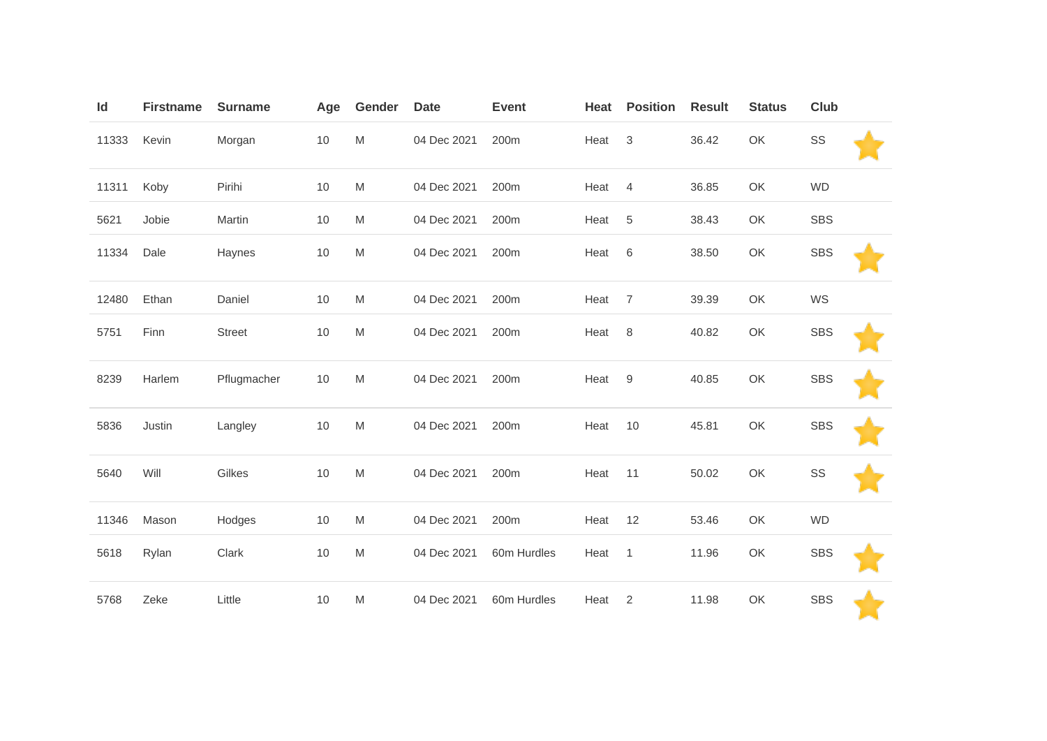| Id | Firstname | Surname | Age | Gender | Date | Event | Heat | Position | Result | Status | Club | |
|---|---|---|---|---|---|---|---|---|---|---|---|---|
| 11333 | Kevin | Morgan | 10 | M | 04 Dec 2021 | 200m | Heat | 3 | 36.42 | OK | SS | ⭐ |
| 11311 | Koby | Pirihi | 10 | M | 04 Dec 2021 | 200m | Heat | 4 | 36.85 | OK | WD | |
| 5621 | Jobie | Martin | 10 | M | 04 Dec 2021 | 200m | Heat | 5 | 38.43 | OK | SBS | |
| 11334 | Dale | Haynes | 10 | M | 04 Dec 2021 | 200m | Heat | 6 | 38.50 | OK | SBS | ⭐ |
| 12480 | Ethan | Daniel | 10 | M | 04 Dec 2021 | 200m | Heat | 7 | 39.39 | OK | WS | |
| 5751 | Finn | Street | 10 | M | 04 Dec 2021 | 200m | Heat | 8 | 40.82 | OK | SBS | ⭐ |
| 8239 | Harlem | Pflugmacher | 10 | M | 04 Dec 2021 | 200m | Heat | 9 | 40.85 | OK | SBS | ⭐ |
| 5836 | Justin | Langley | 10 | M | 04 Dec 2021 | 200m | Heat | 10 | 45.81 | OK | SBS | ⭐ |
| 5640 | Will | Gilkes | 10 | M | 04 Dec 2021 | 200m | Heat | 11 | 50.02 | OK | SS | ⭐ |
| 11346 | Mason | Hodges | 10 | M | 04 Dec 2021 | 200m | Heat | 12 | 53.46 | OK | WD | |
| 5618 | Rylan | Clark | 10 | M | 04 Dec 2021 | 60m Hurdles | Heat | 1 | 11.96 | OK | SBS | ⭐ |
| 5768 | Zeke | Little | 10 | M | 04 Dec 2021 | 60m Hurdles | Heat | 2 | 11.98 | OK | SBS | ⭐ |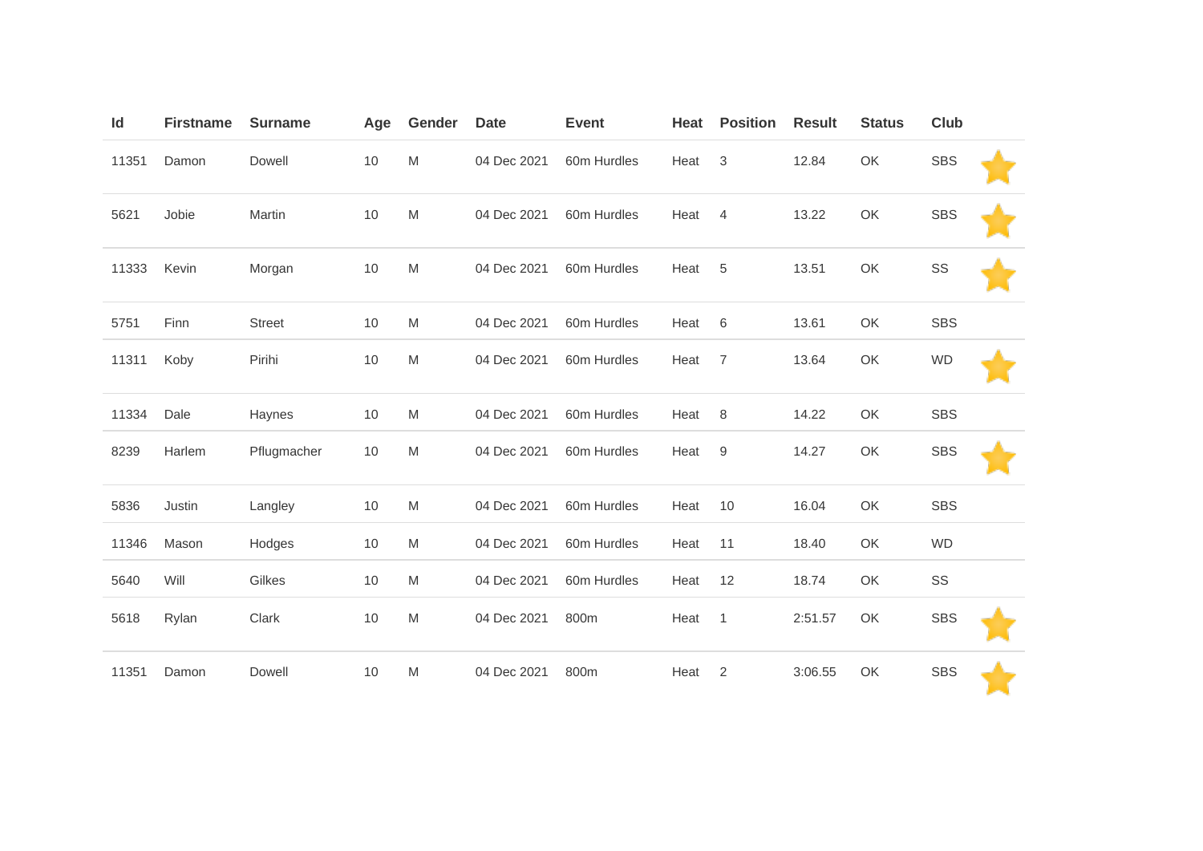| Id | Firstname | Surname | Age | Gender | Date | Event | Heat | Position | Result | Status | Club | |
|---|---|---|---|---|---|---|---|---|---|---|---|---|
| 11351 | Damon | Dowell | 10 | M | 04 Dec 2021 | 60m Hurdles | Heat | 3 | 12.84 | OK | SBS | ⭐ |
| 5621 | Jobie | Martin | 10 | M | 04 Dec 2021 | 60m Hurdles | Heat | 4 | 13.22 | OK | SBS | ⭐ |
| 11333 | Kevin | Morgan | 10 | M | 04 Dec 2021 | 60m Hurdles | Heat | 5 | 13.51 | OK | SS | ⭐ |
| 5751 | Finn | Street | 10 | M | 04 Dec 2021 | 60m Hurdles | Heat | 6 | 13.61 | OK | SBS | |
| 11311 | Koby | Pirihi | 10 | M | 04 Dec 2021 | 60m Hurdles | Heat | 7 | 13.64 | OK | WD | ⭐ |
| 11334 | Dale | Haynes | 10 | M | 04 Dec 2021 | 60m Hurdles | Heat | 8 | 14.22 | OK | SBS | |
| 8239 | Harlem | Pflugmacher | 10 | M | 04 Dec 2021 | 60m Hurdles | Heat | 9 | 14.27 | OK | SBS | ⭐ |
| 5836 | Justin | Langley | 10 | M | 04 Dec 2021 | 60m Hurdles | Heat | 10 | 16.04 | OK | SBS | |
| 11346 | Mason | Hodges | 10 | M | 04 Dec 2021 | 60m Hurdles | Heat | 11 | 18.40 | OK | WD | |
| 5640 | Will | Gilkes | 10 | M | 04 Dec 2021 | 60m Hurdles | Heat | 12 | 18.74 | OK | SS | |
| 5618 | Rylan | Clark | 10 | M | 04 Dec 2021 | 800m | Heat | 1 | 2:51.57 | OK | SBS | ⭐ |
| 11351 | Damon | Dowell | 10 | M | 04 Dec 2021 | 800m | Heat | 2 | 3:06.55 | OK | SBS | ⭐ |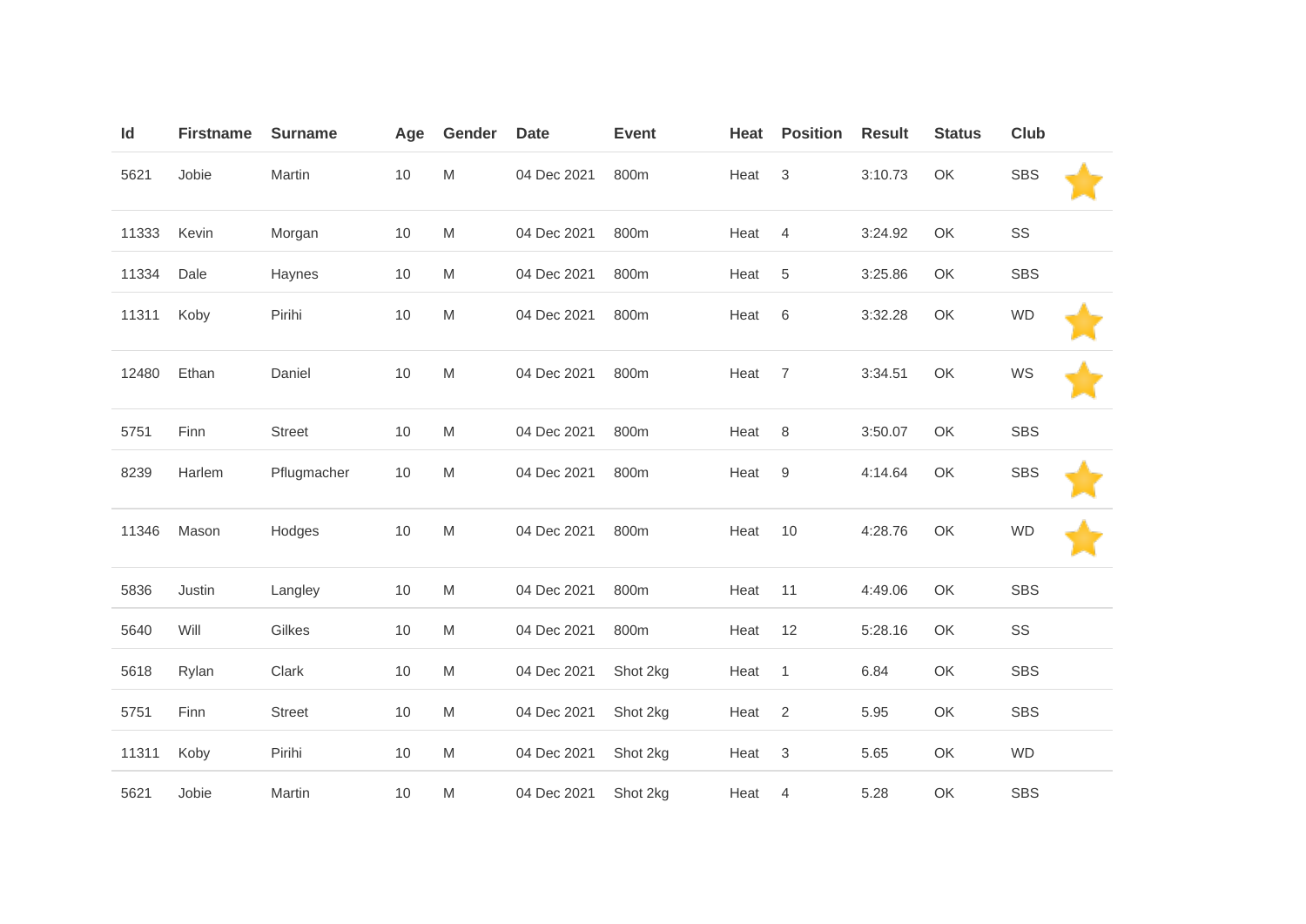| Id | Firstname | Surname | Age | Gender | Date | Event | Heat | Position | Result | Status | Club | |
|---|---|---|---|---|---|---|---|---|---|---|---|---|
| 5621 | Jobie | Martin | 10 | M | 04 Dec 2021 | 800m | Heat | 3 | 3:10.73 | OK | SBS | ⭐ |
| 11333 | Kevin | Morgan | 10 | M | 04 Dec 2021 | 800m | Heat | 4 | 3:24.92 | OK | SS | |
| 11334 | Dale | Haynes | 10 | M | 04 Dec 2021 | 800m | Heat | 5 | 3:25.86 | OK | SBS | |
| 11311 | Koby | Pirihi | 10 | M | 04 Dec 2021 | 800m | Heat | 6 | 3:32.28 | OK | WD | ⭐ |
| 12480 | Ethan | Daniel | 10 | M | 04 Dec 2021 | 800m | Heat | 7 | 3:34.51 | OK | WS | ⭐ |
| 5751 | Finn | Street | 10 | M | 04 Dec 2021 | 800m | Heat | 8 | 3:50.07 | OK | SBS | |
| 8239 | Harlem | Pflugmacher | 10 | M | 04 Dec 2021 | 800m | Heat | 9 | 4:14.64 | OK | SBS | ⭐ |
| 11346 | Mason | Hodges | 10 | M | 04 Dec 2021 | 800m | Heat | 10 | 4:28.76 | OK | WD | ⭐ |
| 5836 | Justin | Langley | 10 | M | 04 Dec 2021 | 800m | Heat | 11 | 4:49.06 | OK | SBS | |
| 5640 | Will | Gilkes | 10 | M | 04 Dec 2021 | 800m | Heat | 12 | 5:28.16 | OK | SS | |
| 5618 | Rylan | Clark | 10 | M | 04 Dec 2021 | Shot 2kg | Heat | 1 | 6.84 | OK | SBS | |
| 5751 | Finn | Street | 10 | M | 04 Dec 2021 | Shot 2kg | Heat | 2 | 5.95 | OK | SBS | |
| 11311 | Koby | Pirihi | 10 | M | 04 Dec 2021 | Shot 2kg | Heat | 3 | 5.65 | OK | WD | |
| 5621 | Jobie | Martin | 10 | M | 04 Dec 2021 | Shot 2kg | Heat | 4 | 5.28 | OK | SBS | |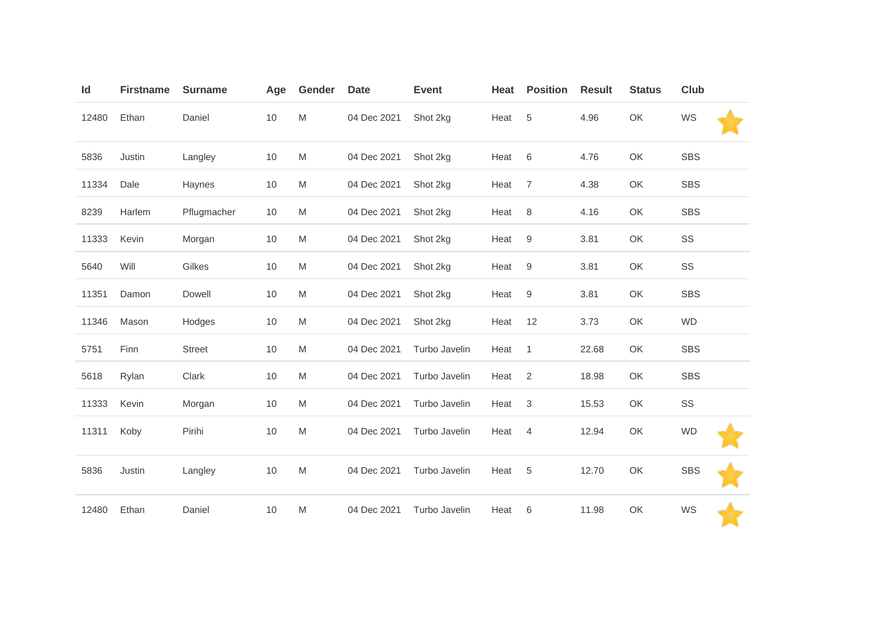| Id | Firstname | Surname | Age | Gender | Date | Event | Heat | Position | Result | Status | Club | |
|---|---|---|---|---|---|---|---|---|---|---|---|---|
| 12480 | Ethan | Daniel | 10 | M | 04 Dec 2021 | Shot 2kg | Heat | 5 | 4.96 | OK | WS | ⭐ |
| 5836 | Justin | Langley | 10 | M | 04 Dec 2021 | Shot 2kg | Heat | 6 | 4.76 | OK | SBS | |
| 11334 | Dale | Haynes | 10 | M | 04 Dec 2021 | Shot 2kg | Heat | 7 | 4.38 | OK | SBS | |
| 8239 | Harlem | Pflugmacher | 10 | M | 04 Dec 2021 | Shot 2kg | Heat | 8 | 4.16 | OK | SBS | |
| 11333 | Kevin | Morgan | 10 | M | 04 Dec 2021 | Shot 2kg | Heat | 9 | 3.81 | OK | SS | |
| 5640 | Will | Gilkes | 10 | M | 04 Dec 2021 | Shot 2kg | Heat | 9 | 3.81 | OK | SS | |
| 11351 | Damon | Dowell | 10 | M | 04 Dec 2021 | Shot 2kg | Heat | 9 | 3.81 | OK | SBS | |
| 11346 | Mason | Hodges | 10 | M | 04 Dec 2021 | Shot 2kg | Heat | 12 | 3.73 | OK | WD | |
| 5751 | Finn | Street | 10 | M | 04 Dec 2021 | Turbo Javelin | Heat | 1 | 22.68 | OK | SBS | |
| 5618 | Rylan | Clark | 10 | M | 04 Dec 2021 | Turbo Javelin | Heat | 2 | 18.98 | OK | SBS | |
| 11333 | Kevin | Morgan | 10 | M | 04 Dec 2021 | Turbo Javelin | Heat | 3 | 15.53 | OK | SS | |
| 11311 | Koby | Pirihi | 10 | M | 04 Dec 2021 | Turbo Javelin | Heat | 4 | 12.94 | OK | WD | ⭐ |
| 5836 | Justin | Langley | 10 | M | 04 Dec 2021 | Turbo Javelin | Heat | 5 | 12.70 | OK | SBS | ⭐ |
| 12480 | Ethan | Daniel | 10 | M | 04 Dec 2021 | Turbo Javelin | Heat | 6 | 11.98 | OK | WS | ⭐ |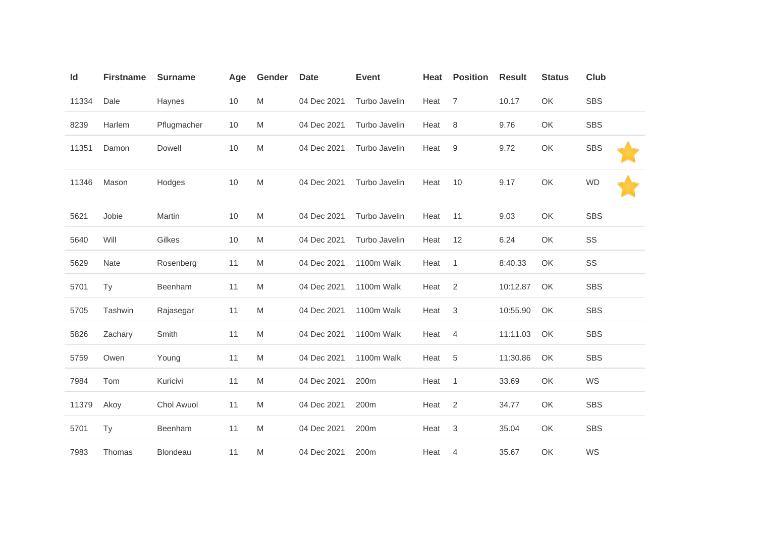| Id | Firstname | Surname | Age | Gender | Date | Event | Heat | Position | Result | Status | Club | |
|---|---|---|---|---|---|---|---|---|---|---|---|---|
| 11334 | Dale | Haynes | 10 | M | 04 Dec 2021 | Turbo Javelin | Heat | 7 | 10.17 | OK | SBS | |
| 8239 | Harlem | Pflugmacher | 10 | M | 04 Dec 2021 | Turbo Javelin | Heat | 8 | 9.76 | OK | SBS | |
| 11351 | Damon | Dowell | 10 | M | 04 Dec 2021 | Turbo Javelin | Heat | 9 | 9.72 | OK | SBS | ⭐ |
| 11346 | Mason | Hodges | 10 | M | 04 Dec 2021 | Turbo Javelin | Heat | 10 | 9.17 | OK | WD | ⭐ |
| 5621 | Jobie | Martin | 10 | M | 04 Dec 2021 | Turbo Javelin | Heat | 11 | 9.03 | OK | SBS | |
| 5640 | Will | Gilkes | 10 | M | 04 Dec 2021 | Turbo Javelin | Heat | 12 | 6.24 | OK | SS | |
| 5629 | Nate | Rosenberg | 11 | M | 04 Dec 2021 | 1100m Walk | Heat | 1 | 8:40.33 | OK | SS | |
| 5701 | Ty | Beenham | 11 | M | 04 Dec 2021 | 1100m Walk | Heat | 2 | 10:12.87 | OK | SBS | |
| 5705 | Tashwin | Rajasegar | 11 | M | 04 Dec 2021 | 1100m Walk | Heat | 3 | 10:55.90 | OK | SBS | |
| 5826 | Zachary | Smith | 11 | M | 04 Dec 2021 | 1100m Walk | Heat | 4 | 11:11.03 | OK | SBS | |
| 5759 | Owen | Young | 11 | M | 04 Dec 2021 | 1100m Walk | Heat | 5 | 11:30.86 | OK | SBS | |
| 7984 | Tom | Kuricivi | 11 | M | 04 Dec 2021 | 200m | Heat | 1 | 33.69 | OK | WS | |
| 11379 | Akoy | Chol Awuol | 11 | M | 04 Dec 2021 | 200m | Heat | 2 | 34.77 | OK | SBS | |
| 5701 | Ty | Beenham | 11 | M | 04 Dec 2021 | 200m | Heat | 3 | 35.04 | OK | SBS | |
| 7983 | Thomas | Blondeau | 11 | M | 04 Dec 2021 | 200m | Heat | 4 | 35.67 | OK | WS | |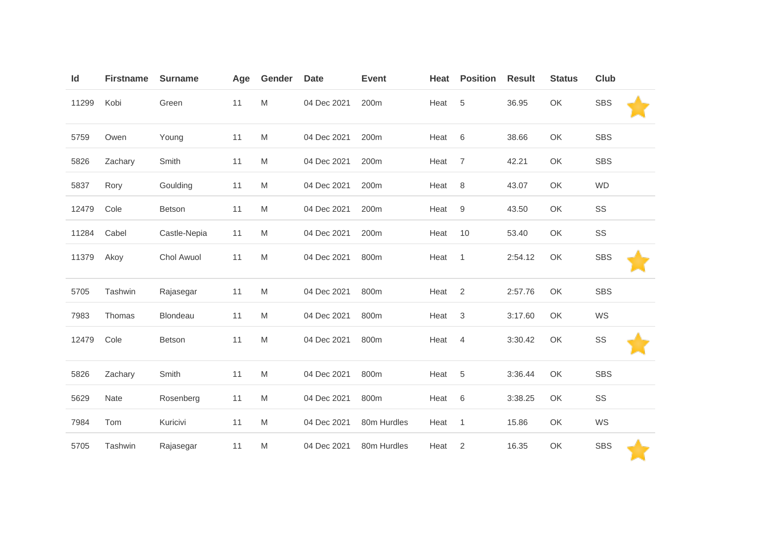| Id | Firstname | Surname | Age | Gender | Date | Event | Heat | Position | Result | Status | Club | |
|---|---|---|---|---|---|---|---|---|---|---|---|---|
| 11299 | Kobi | Green | 11 | M | 04 Dec 2021 | 200m | Heat | 5 | 36.95 | OK | SBS | ⭐ |
| 5759 | Owen | Young | 11 | M | 04 Dec 2021 | 200m | Heat | 6 | 38.66 | OK | SBS | |
| 5826 | Zachary | Smith | 11 | M | 04 Dec 2021 | 200m | Heat | 7 | 42.21 | OK | SBS | |
| 5837 | Rory | Goulding | 11 | M | 04 Dec 2021 | 200m | Heat | 8 | 43.07 | OK | WD | |
| 12479 | Cole | Betson | 11 | M | 04 Dec 2021 | 200m | Heat | 9 | 43.50 | OK | SS | |
| 11284 | Cabel | Castle-Nepia | 11 | M | 04 Dec 2021 | 200m | Heat | 10 | 53.40 | OK | SS | |
| 11379 | Akoy | Chol Awuol | 11 | M | 04 Dec 2021 | 800m | Heat | 1 | 2:54.12 | OK | SBS | ⭐ |
| 5705 | Tashwin | Rajasegar | 11 | M | 04 Dec 2021 | 800m | Heat | 2 | 2:57.76 | OK | SBS | |
| 7983 | Thomas | Blondeau | 11 | M | 04 Dec 2021 | 800m | Heat | 3 | 3:17.60 | OK | WS | |
| 12479 | Cole | Betson | 11 | M | 04 Dec 2021 | 800m | Heat | 4 | 3:30.42 | OK | SS | ⭐ |
| 5826 | Zachary | Smith | 11 | M | 04 Dec 2021 | 800m | Heat | 5 | 3:36.44 | OK | SBS | |
| 5629 | Nate | Rosenberg | 11 | M | 04 Dec 2021 | 800m | Heat | 6 | 3:38.25 | OK | SS | |
| 7984 | Tom | Kuricivi | 11 | M | 04 Dec 2021 | 80m Hurdles | Heat | 1 | 15.86 | OK | WS | |
| 5705 | Tashwin | Rajasegar | 11 | M | 04 Dec 2021 | 80m Hurdles | Heat | 2 | 16.35 | OK | SBS | ⭐ |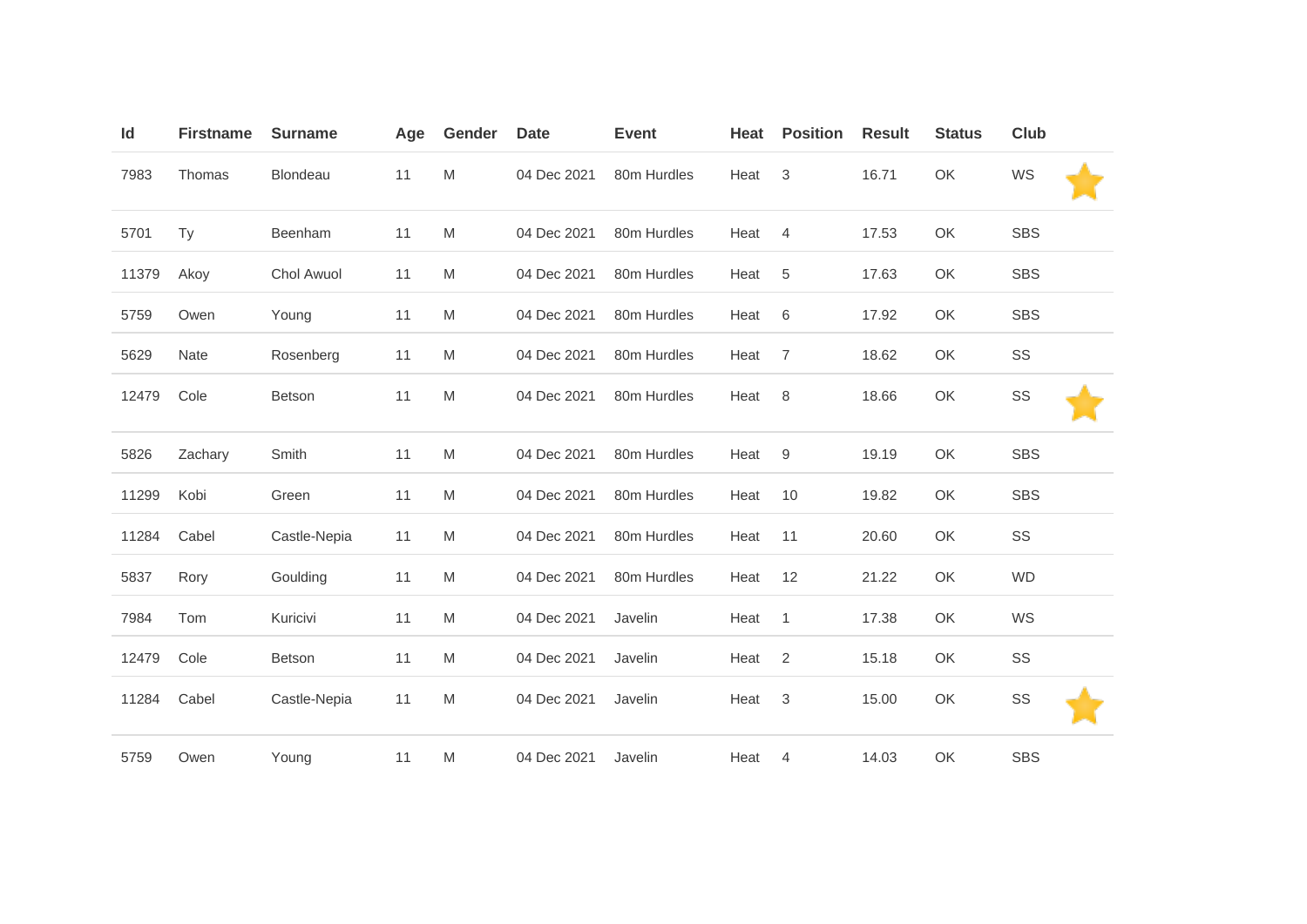| Id | Firstname | Surname | Age | Gender | Date | Event | Heat | Position | Result | Status | Club |
|---|---|---|---|---|---|---|---|---|---|---|---|
| 7983 | Thomas | Blondeau | 11 | M | 04 Dec 2021 | 80m Hurdles | Heat | 3 | 16.71 | OK | WS |
| 5701 | Ty | Beenham | 11 | M | 04 Dec 2021 | 80m Hurdles | Heat | 4 | 17.53 | OK | SBS |
| 11379 | Akoy | Chol Awuol | 11 | M | 04 Dec 2021 | 80m Hurdles | Heat | 5 | 17.63 | OK | SBS |
| 5759 | Owen | Young | 11 | M | 04 Dec 2021 | 80m Hurdles | Heat | 6 | 17.92 | OK | SBS |
| 5629 | Nate | Rosenberg | 11 | M | 04 Dec 2021 | 80m Hurdles | Heat | 7 | 18.62 | OK | SS |
| 12479 | Cole | Betson | 11 | M | 04 Dec 2021 | 80m Hurdles | Heat | 8 | 18.66 | OK | SS |
| 5826 | Zachary | Smith | 11 | M | 04 Dec 2021 | 80m Hurdles | Heat | 9 | 19.19 | OK | SBS |
| 11299 | Kobi | Green | 11 | M | 04 Dec 2021 | 80m Hurdles | Heat | 10 | 19.82 | OK | SBS |
| 11284 | Cabel | Castle-Nepia | 11 | M | 04 Dec 2021 | 80m Hurdles | Heat | 11 | 20.60 | OK | SS |
| 5837 | Rory | Goulding | 11 | M | 04 Dec 2021 | 80m Hurdles | Heat | 12 | 21.22 | OK | WD |
| 7984 | Tom | Kuricivi | 11 | M | 04 Dec 2021 | Javelin | Heat | 1 | 17.38 | OK | WS |
| 12479 | Cole | Betson | 11 | M | 04 Dec 2021 | Javelin | Heat | 2 | 15.18 | OK | SS |
| 11284 | Cabel | Castle-Nepia | 11 | M | 04 Dec 2021 | Javelin | Heat | 3 | 15.00 | OK | SS |
| 5759 | Owen | Young | 11 | M | 04 Dec 2021 | Javelin | Heat | 4 | 14.03 | OK | SBS |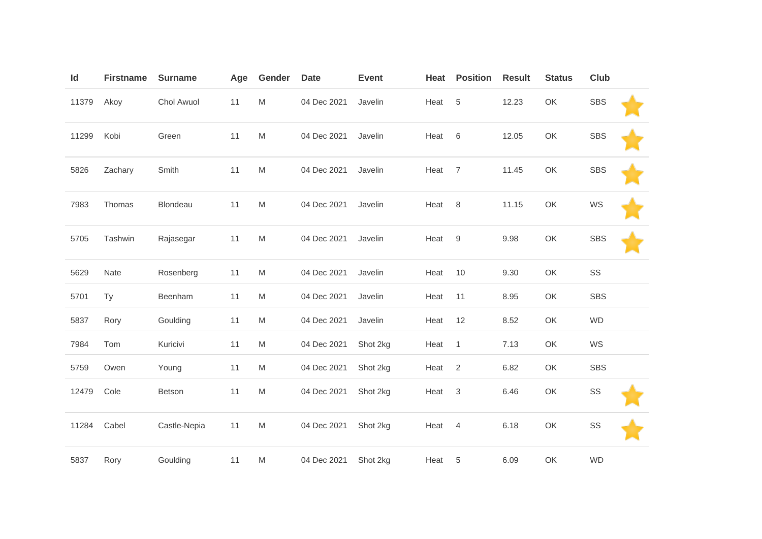| Id | Firstname | Surname | Age | Gender | Date | Event | Heat | Position | Result | Status | Club | |
|---|---|---|---|---|---|---|---|---|---|---|---|---|
| 11379 | Akoy | Chol Awuol | 11 | M | 04 Dec 2021 | Javelin | Heat | 5 | 12.23 | OK | SBS | ⭐ |
| 11299 | Kobi | Green | 11 | M | 04 Dec 2021 | Javelin | Heat | 6 | 12.05 | OK | SBS | ⭐ |
| 5826 | Zachary | Smith | 11 | M | 04 Dec 2021 | Javelin | Heat | 7 | 11.45 | OK | SBS | ⭐ |
| 7983 | Thomas | Blondeau | 11 | M | 04 Dec 2021 | Javelin | Heat | 8 | 11.15 | OK | WS | ⭐ |
| 5705 | Tashwin | Rajasegar | 11 | M | 04 Dec 2021 | Javelin | Heat | 9 | 9.98 | OK | SBS | ⭐ |
| 5629 | Nate | Rosenberg | 11 | M | 04 Dec 2021 | Javelin | Heat | 10 | 9.30 | OK | SS | |
| 5701 | Ty | Beenham | 11 | M | 04 Dec 2021 | Javelin | Heat | 11 | 8.95 | OK | SBS | |
| 5837 | Rory | Goulding | 11 | M | 04 Dec 2021 | Javelin | Heat | 12 | 8.52 | OK | WD | |
| 7984 | Tom | Kuricivi | 11 | M | 04 Dec 2021 | Shot 2kg | Heat | 1 | 7.13 | OK | WS | |
| 5759 | Owen | Young | 11 | M | 04 Dec 2021 | Shot 2kg | Heat | 2 | 6.82 | OK | SBS | |
| 12479 | Cole | Betson | 11 | M | 04 Dec 2021 | Shot 2kg | Heat | 3 | 6.46 | OK | SS | ⭐ |
| 11284 | Cabel | Castle-Nepia | 11 | M | 04 Dec 2021 | Shot 2kg | Heat | 4 | 6.18 | OK | SS | ⭐ |
| 5837 | Rory | Goulding | 11 | M | 04 Dec 2021 | Shot 2kg | Heat | 5 | 6.09 | OK | WD | |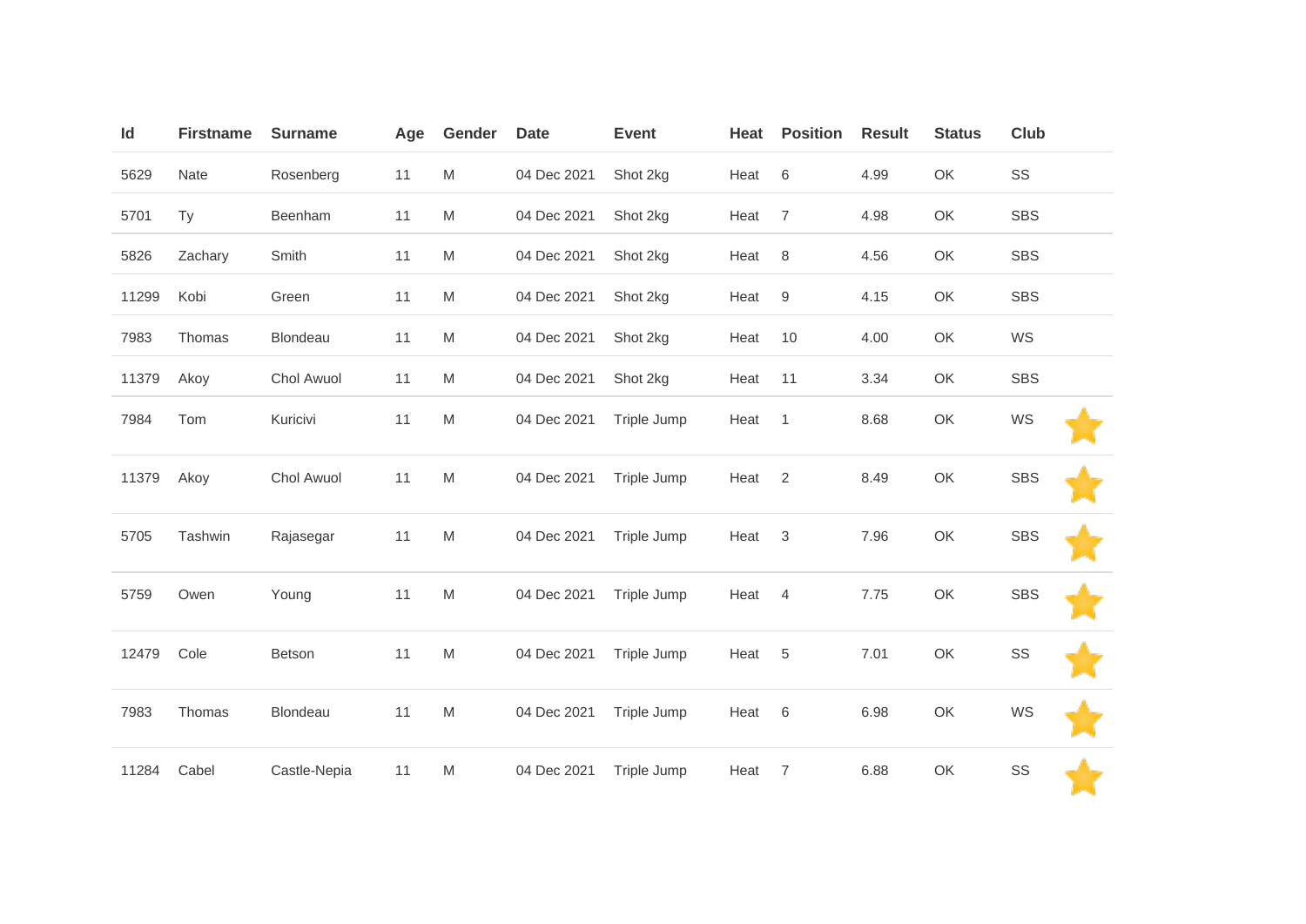| Id | Firstname | Surname | Age | Gender | Date | Event | Heat | Position | Result | Status | Club | |
|---|---|---|---|---|---|---|---|---|---|---|---|---|
| 5629 | Nate | Rosenberg | 11 | M | 04 Dec 2021 | Shot 2kg | Heat | 6 | 4.99 | OK | SS | |
| 5701 | Ty | Beenham | 11 | M | 04 Dec 2021 | Shot 2kg | Heat | 7 | 4.98 | OK | SBS | |
| 5826 | Zachary | Smith | 11 | M | 04 Dec 2021 | Shot 2kg | Heat | 8 | 4.56 | OK | SBS | |
| 11299 | Kobi | Green | 11 | M | 04 Dec 2021 | Shot 2kg | Heat | 9 | 4.15 | OK | SBS | |
| 7983 | Thomas | Blondeau | 11 | M | 04 Dec 2021 | Shot 2kg | Heat | 10 | 4.00 | OK | WS | |
| 11379 | Akoy | Chol Awuol | 11 | M | 04 Dec 2021 | Shot 2kg | Heat | 11 | 3.34 | OK | SBS | |
| 7984 | Tom | Kuricivi | 11 | M | 04 Dec 2021 | Triple Jump | Heat | 1 | 8.68 | OK | WS | ⭐ |
| 11379 | Akoy | Chol Awuol | 11 | M | 04 Dec 2021 | Triple Jump | Heat | 2 | 8.49 | OK | SBS | ⭐ |
| 5705 | Tashwin | Rajasegar | 11 | M | 04 Dec 2021 | Triple Jump | Heat | 3 | 7.96 | OK | SBS | ⭐ |
| 5759 | Owen | Young | 11 | M | 04 Dec 2021 | Triple Jump | Heat | 4 | 7.75 | OK | SBS | ⭐ |
| 12479 | Cole | Betson | 11 | M | 04 Dec 2021 | Triple Jump | Heat | 5 | 7.01 | OK | SS | ⭐ |
| 7983 | Thomas | Blondeau | 11 | M | 04 Dec 2021 | Triple Jump | Heat | 6 | 6.98 | OK | WS | ⭐ |
| 11284 | Cabel | Castle-Nepia | 11 | M | 04 Dec 2021 | Triple Jump | Heat | 7 | 6.88 | OK | SS | ⭐ |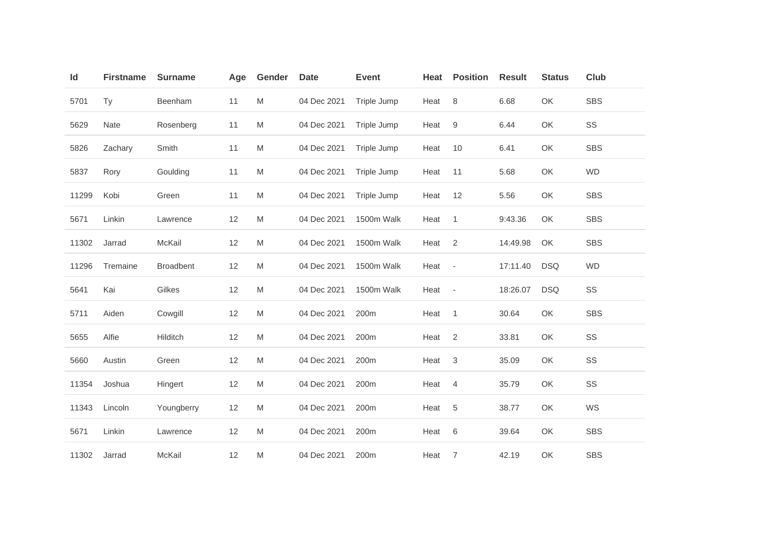| Id | Firstname | Surname | Age | Gender | Date | Event | Heat | Position | Result | Status | Club |
|---|---|---|---|---|---|---|---|---|---|---|---|
| 5701 | Ty | Beenham | 11 | M | 04 Dec 2021 | Triple Jump | Heat | 8 | 6.68 | OK | SBS |
| 5629 | Nate | Rosenberg | 11 | M | 04 Dec 2021 | Triple Jump | Heat | 9 | 6.44 | OK | SS |
| 5826 | Zachary | Smith | 11 | M | 04 Dec 2021 | Triple Jump | Heat | 10 | 6.41 | OK | SBS |
| 5837 | Rory | Goulding | 11 | M | 04 Dec 2021 | Triple Jump | Heat | 11 | 5.68 | OK | WD |
| 11299 | Kobi | Green | 11 | M | 04 Dec 2021 | Triple Jump | Heat | 12 | 5.56 | OK | SBS |
| 5671 | Linkin | Lawrence | 12 | M | 04 Dec 2021 | 1500m Walk | Heat | 1 | 9:43.36 | OK | SBS |
| 11302 | Jarrad | McKail | 12 | M | 04 Dec 2021 | 1500m Walk | Heat | 2 | 14:49.98 | OK | SBS |
| 11296 | Tremaine | Broadbent | 12 | M | 04 Dec 2021 | 1500m Walk | Heat | - | 17:11.40 | DSQ | WD |
| 5641 | Kai | Gilkes | 12 | M | 04 Dec 2021 | 1500m Walk | Heat | - | 18:26.07 | DSQ | SS |
| 5711 | Aiden | Cowgill | 12 | M | 04 Dec 2021 | 200m | Heat | 1 | 30.64 | OK | SBS |
| 5655 | Alfie | Hilditch | 12 | M | 04 Dec 2021 | 200m | Heat | 2 | 33.81 | OK | SS |
| 5660 | Austin | Green | 12 | M | 04 Dec 2021 | 200m | Heat | 3 | 35.09 | OK | SS |
| 11354 | Joshua | Hingert | 12 | M | 04 Dec 2021 | 200m | Heat | 4 | 35.79 | OK | SS |
| 11343 | Lincoln | Youngberry | 12 | M | 04 Dec 2021 | 200m | Heat | 5 | 38.77 | OK | WS |
| 5671 | Linkin | Lawrence | 12 | M | 04 Dec 2021 | 200m | Heat | 6 | 39.64 | OK | SBS |
| 11302 | Jarrad | McKail | 12 | M | 04 Dec 2021 | 200m | Heat | 7 | 42.19 | OK | SBS |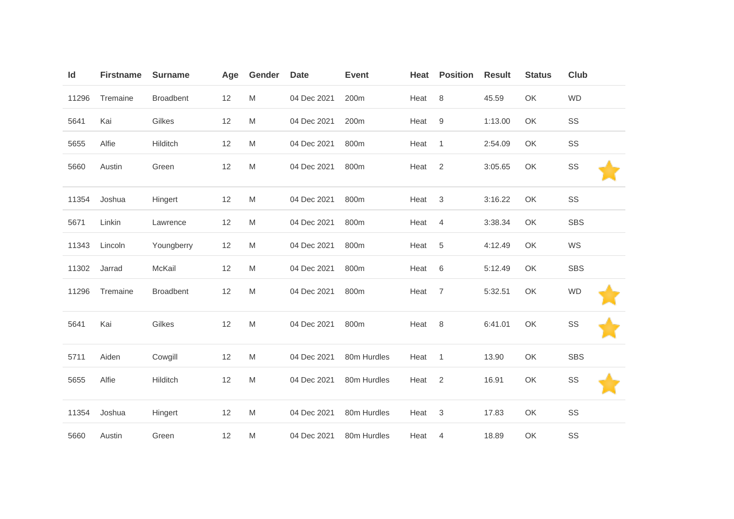| Id | Firstname | Surname | Age | Gender | Date | Event | Heat | Position | Result | Status | Club | |
|---|---|---|---|---|---|---|---|---|---|---|---|---|
| 11296 | Tremaine | Broadbent | 12 | M | 04 Dec 2021 | 200m | Heat | 8 | 45.59 | OK | WD | |
| 5641 | Kai | Gilkes | 12 | M | 04 Dec 2021 | 200m | Heat | 9 | 1:13.00 | OK | SS | |
| 5655 | Alfie | Hilditch | 12 | M | 04 Dec 2021 | 800m | Heat | 1 | 2:54.09 | OK | SS | |
| 5660 | Austin | Green | 12 | M | 04 Dec 2021 | 800m | Heat | 2 | 3:05.65 | OK | SS | ⭐ |
| 11354 | Joshua | Hingert | 12 | M | 04 Dec 2021 | 800m | Heat | 3 | 3:16.22 | OK | SS | |
| 5671 | Linkin | Lawrence | 12 | M | 04 Dec 2021 | 800m | Heat | 4 | 3:38.34 | OK | SBS | |
| 11343 | Lincoln | Youngberry | 12 | M | 04 Dec 2021 | 800m | Heat | 5 | 4:12.49 | OK | WS | |
| 11302 | Jarrad | McKail | 12 | M | 04 Dec 2021 | 800m | Heat | 6 | 5:12.49 | OK | SBS | |
| 11296 | Tremaine | Broadbent | 12 | M | 04 Dec 2021 | 800m | Heat | 7 | 5:32.51 | OK | WD | ⭐ |
| 5641 | Kai | Gilkes | 12 | M | 04 Dec 2021 | 800m | Heat | 8 | 6:41.01 | OK | SS | ⭐ |
| 5711 | Aiden | Cowgill | 12 | M | 04 Dec 2021 | 80m Hurdles | Heat | 1 | 13.90 | OK | SBS | |
| 5655 | Alfie | Hilditch | 12 | M | 04 Dec 2021 | 80m Hurdles | Heat | 2 | 16.91 | OK | SS | ⭐ |
| 11354 | Joshua | Hingert | 12 | M | 04 Dec 2021 | 80m Hurdles | Heat | 3 | 17.83 | OK | SS | |
| 5660 | Austin | Green | 12 | M | 04 Dec 2021 | 80m Hurdles | Heat | 4 | 18.89 | OK | SS | |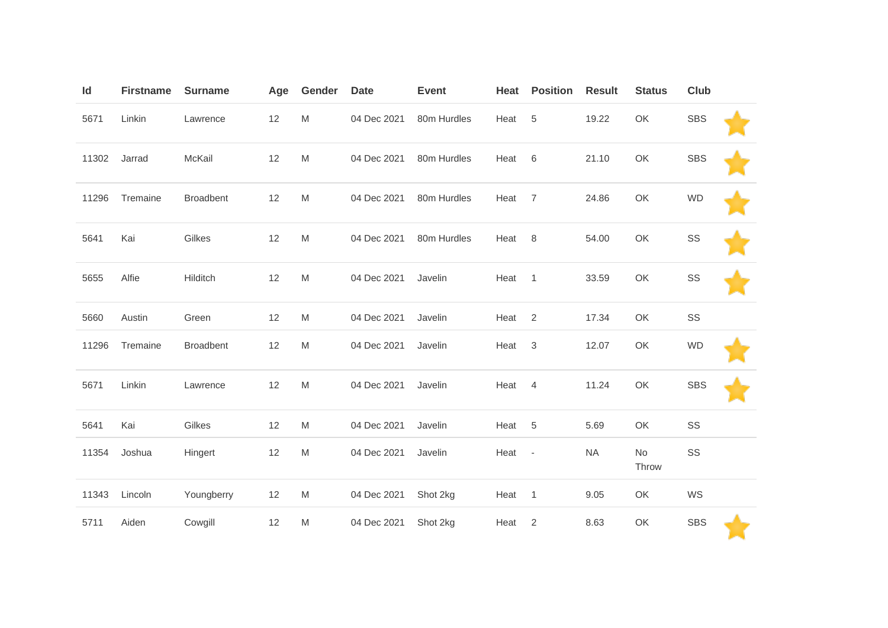| Id | Firstname | Surname | Age | Gender | Date | Event | Heat | Position | Result | Status | Club | |
|---|---|---|---|---|---|---|---|---|---|---|---|---|
| 5671 | Linkin | Lawrence | 12 | M | 04 Dec 2021 | 80m Hurdles | Heat | 5 | 19.22 | OK | SBS | ⭐ |
| 11302 | Jarrad | McKail | 12 | M | 04 Dec 2021 | 80m Hurdles | Heat | 6 | 21.10 | OK | SBS | ⭐ |
| 11296 | Tremaine | Broadbent | 12 | M | 04 Dec 2021 | 80m Hurdles | Heat | 7 | 24.86 | OK | WD | ⭐ |
| 5641 | Kai | Gilkes | 12 | M | 04 Dec 2021 | 80m Hurdles | Heat | 8 | 54.00 | OK | SS | ⭐ |
| 5655 | Alfie | Hilditch | 12 | M | 04 Dec 2021 | Javelin | Heat | 1 | 33.59 | OK | SS | ⭐ |
| 5660 | Austin | Green | 12 | M | 04 Dec 2021 | Javelin | Heat | 2 | 17.34 | OK | SS | |
| 11296 | Tremaine | Broadbent | 12 | M | 04 Dec 2021 | Javelin | Heat | 3 | 12.07 | OK | WD | ⭐ |
| 5671 | Linkin | Lawrence | 12 | M | 04 Dec 2021 | Javelin | Heat | 4 | 11.24 | OK | SBS | ⭐ |
| 5641 | Kai | Gilkes | 12 | M | 04 Dec 2021 | Javelin | Heat | 5 | 5.69 | OK | SS | |
| 11354 | Joshua | Hingert | 12 | M | 04 Dec 2021 | Javelin | Heat | - | NA | No Throw | SS | |
| 11343 | Lincoln | Youngberry | 12 | M | 04 Dec 2021 | Shot 2kg | Heat | 1 | 9.05 | OK | WS | |
| 5711 | Aiden | Cowgill | 12 | M | 04 Dec 2021 | Shot 2kg | Heat | 2 | 8.63 | OK | SBS | ⭐ |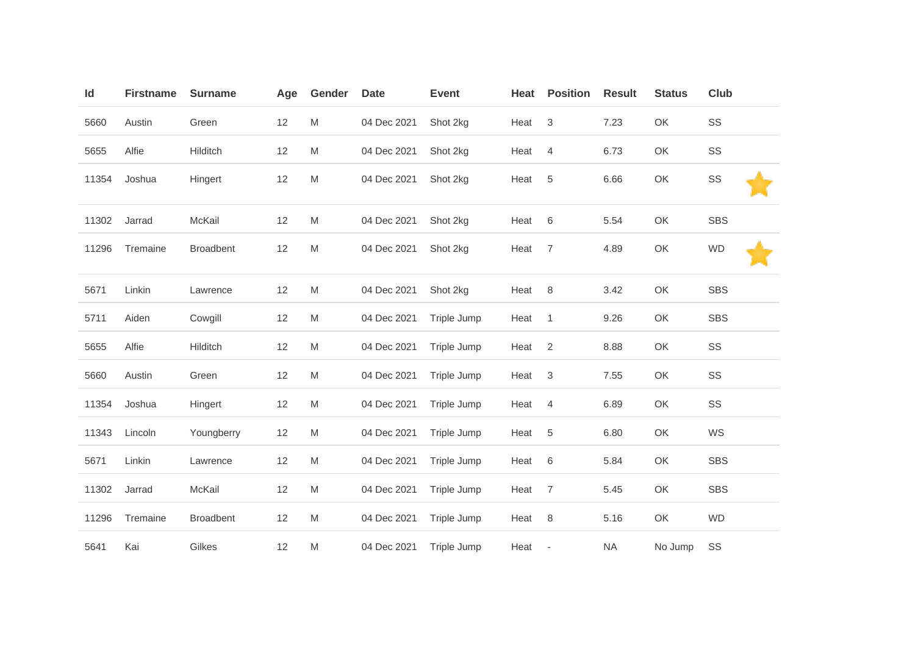| Id | Firstname | Surname | Age | Gender | Date | Event | Heat | Position | Result | Status | Club |
|---|---|---|---|---|---|---|---|---|---|---|---|
| 5660 | Austin | Green | 12 | M | 04 Dec 2021 | Shot 2kg | Heat | 3 | 7.23 | OK | SS |
| 5655 | Alfie | Hilditch | 12 | M | 04 Dec 2021 | Shot 2kg | Heat | 4 | 6.73 | OK | SS |
| 11354 | Joshua | Hingert | 12 | M | 04 Dec 2021 | Shot 2kg | Heat | 5 | 6.66 | OK | SS |
| 11302 | Jarrad | McKail | 12 | M | 04 Dec 2021 | Shot 2kg | Heat | 6 | 5.54 | OK | SBS |
| 11296 | Tremaine | Broadbent | 12 | M | 04 Dec 2021 | Shot 2kg | Heat | 7 | 4.89 | OK | WD |
| 5671 | Linkin | Lawrence | 12 | M | 04 Dec 2021 | Shot 2kg | Heat | 8 | 3.42 | OK | SBS |
| 5711 | Aiden | Cowgill | 12 | M | 04 Dec 2021 | Triple Jump | Heat | 1 | 9.26 | OK | SBS |
| 5655 | Alfie | Hilditch | 12 | M | 04 Dec 2021 | Triple Jump | Heat | 2 | 8.88 | OK | SS |
| 5660 | Austin | Green | 12 | M | 04 Dec 2021 | Triple Jump | Heat | 3 | 7.55 | OK | SS |
| 11354 | Joshua | Hingert | 12 | M | 04 Dec 2021 | Triple Jump | Heat | 4 | 6.89 | OK | SS |
| 11343 | Lincoln | Youngberry | 12 | M | 04 Dec 2021 | Triple Jump | Heat | 5 | 6.80 | OK | WS |
| 5671 | Linkin | Lawrence | 12 | M | 04 Dec 2021 | Triple Jump | Heat | 6 | 5.84 | OK | SBS |
| 11302 | Jarrad | McKail | 12 | M | 04 Dec 2021 | Triple Jump | Heat | 7 | 5.45 | OK | SBS |
| 11296 | Tremaine | Broadbent | 12 | M | 04 Dec 2021 | Triple Jump | Heat | 8 | 5.16 | OK | WD |
| 5641 | Kai | Gilkes | 12 | M | 04 Dec 2021 | Triple Jump | Heat | - | NA | No Jump | SS |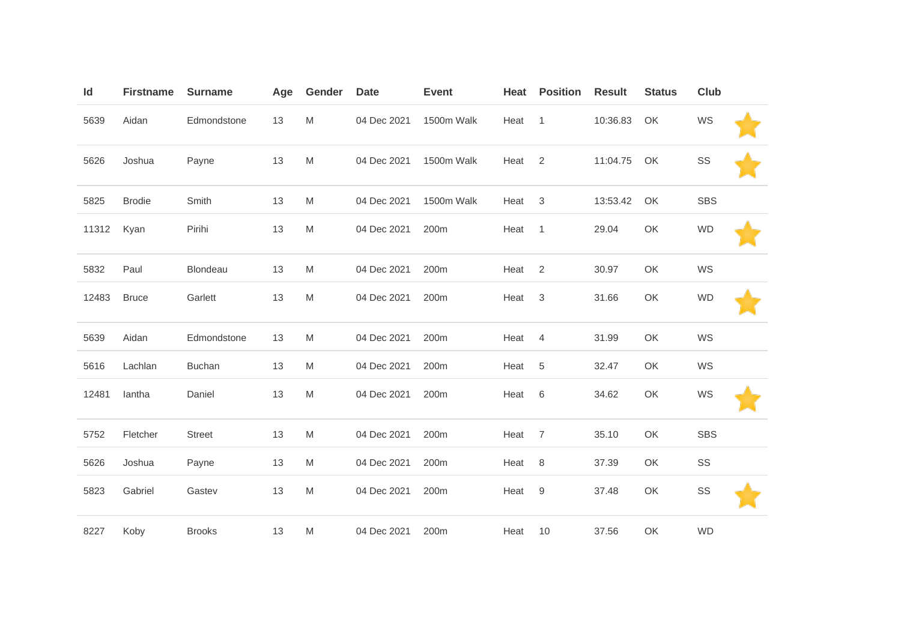| Id | Firstname | Surname | Age | Gender | Date | Event | Heat | Position | Result | Status | Club | |
|---|---|---|---|---|---|---|---|---|---|---|---|---|
| 5639 | Aidan | Edmondstone | 13 | M | 04 Dec 2021 | 1500m Walk | Heat | 1 | 10:36.83 | OK | WS | ⭐ |
| 5626 | Joshua | Payne | 13 | M | 04 Dec 2021 | 1500m Walk | Heat | 2 | 11:04.75 | OK | SS | ⭐ |
| 5825 | Brodie | Smith | 13 | M | 04 Dec 2021 | 1500m Walk | Heat | 3 | 13:53.42 | OK | SBS | |
| 11312 | Kyan | Pirihi | 13 | M | 04 Dec 2021 | 200m | Heat | 1 | 29.04 | OK | WD | ⭐ |
| 5832 | Paul | Blondeau | 13 | M | 04 Dec 2021 | 200m | Heat | 2 | 30.97 | OK | WS | |
| 12483 | Bruce | Garlett | 13 | M | 04 Dec 2021 | 200m | Heat | 3 | 31.66 | OK | WD | ⭐ |
| 5639 | Aidan | Edmondstone | 13 | M | 04 Dec 2021 | 200m | Heat | 4 | 31.99 | OK | WS | |
| 5616 | Lachlan | Buchan | 13 | M | 04 Dec 2021 | 200m | Heat | 5 | 32.47 | OK | WS | |
| 12481 | Iantha | Daniel | 13 | M | 04 Dec 2021 | 200m | Heat | 6 | 34.62 | OK | WS | ⭐ |
| 5752 | Fletcher | Street | 13 | M | 04 Dec 2021 | 200m | Heat | 7 | 35.10 | OK | SBS | |
| 5626 | Joshua | Payne | 13 | M | 04 Dec 2021 | 200m | Heat | 8 | 37.39 | OK | SS | |
| 5823 | Gabriel | Gastev | 13 | M | 04 Dec 2021 | 200m | Heat | 9 | 37.48 | OK | SS | ⭐ |
| 8227 | Koby | Brooks | 13 | M | 04 Dec 2021 | 200m | Heat | 10 | 37.56 | OK | WD | |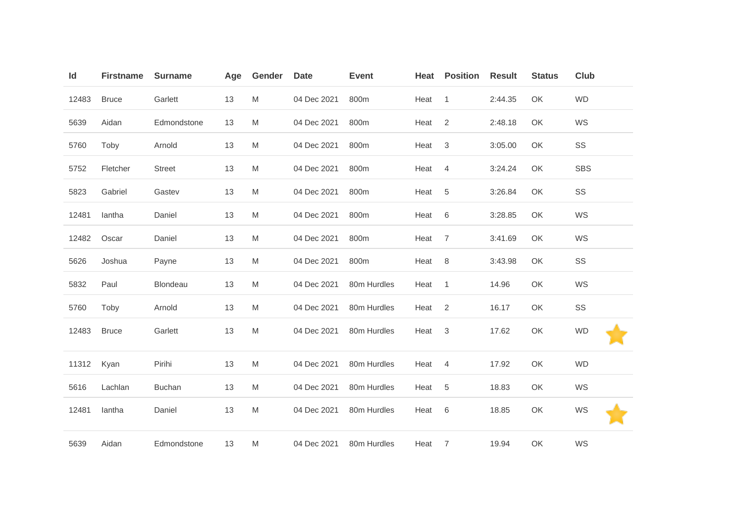| Id | Firstname | Surname | Age | Gender | Date | Event | Heat | Position | Result | Status | Club | |
|---|---|---|---|---|---|---|---|---|---|---|---|---|
| 12483 | Bruce | Garlett | 13 | M | 04 Dec 2021 | 800m | Heat | 1 | 2:44.35 | OK | WD | |
| 5639 | Aidan | Edmondstone | 13 | M | 04 Dec 2021 | 800m | Heat | 2 | 2:48.18 | OK | WS | |
| 5760 | Toby | Arnold | 13 | M | 04 Dec 2021 | 800m | Heat | 3 | 3:05.00 | OK | SS | |
| 5752 | Fletcher | Street | 13 | M | 04 Dec 2021 | 800m | Heat | 4 | 3:24.24 | OK | SBS | |
| 5823 | Gabriel | Gastev | 13 | M | 04 Dec 2021 | 800m | Heat | 5 | 3:26.84 | OK | SS | |
| 12481 | Iantha | Daniel | 13 | M | 04 Dec 2021 | 800m | Heat | 6 | 3:28.85 | OK | WS | |
| 12482 | Oscar | Daniel | 13 | M | 04 Dec 2021 | 800m | Heat | 7 | 3:41.69 | OK | WS | |
| 5626 | Joshua | Payne | 13 | M | 04 Dec 2021 | 800m | Heat | 8 | 3:43.98 | OK | SS | |
| 5832 | Paul | Blondeau | 13 | M | 04 Dec 2021 | 80m Hurdles | Heat | 1 | 14.96 | OK | WS | |
| 5760 | Toby | Arnold | 13 | M | 04 Dec 2021 | 80m Hurdles | Heat | 2 | 16.17 | OK | SS | |
| 12483 | Bruce | Garlett | 13 | M | 04 Dec 2021 | 80m Hurdles | Heat | 3 | 17.62 | OK | WD | ⭐ |
| 11312 | Kyan | Pirihi | 13 | M | 04 Dec 2021 | 80m Hurdles | Heat | 4 | 17.92 | OK | WD | |
| 5616 | Lachlan | Buchan | 13 | M | 04 Dec 2021 | 80m Hurdles | Heat | 5 | 18.83 | OK | WS | |
| 12481 | Iantha | Daniel | 13 | M | 04 Dec 2021 | 80m Hurdles | Heat | 6 | 18.85 | OK | WS | ⭐ |
| 5639 | Aidan | Edmondstone | 13 | M | 04 Dec 2021 | 80m Hurdles | Heat | 7 | 19.94 | OK | WS | |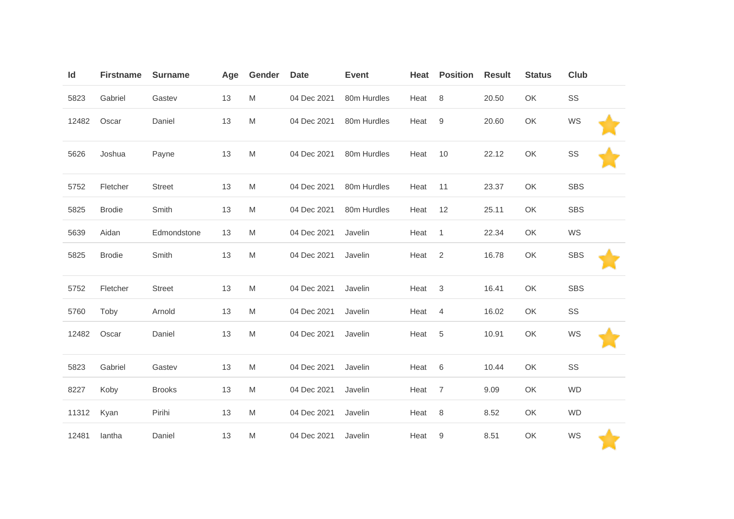| Id | Firstname | Surname | Age | Gender | Date | Event | Heat | Position | Result | Status | Club | |
|---|---|---|---|---|---|---|---|---|---|---|---|---|
| 5823 | Gabriel | Gastev | 13 | M | 04 Dec 2021 | 80m Hurdles | Heat | 8 | 20.50 | OK | SS | |
| 12482 | Oscar | Daniel | 13 | M | 04 Dec 2021 | 80m Hurdles | Heat | 9 | 20.60 | OK | WS | ⭐ |
| 5626 | Joshua | Payne | 13 | M | 04 Dec 2021 | 80m Hurdles | Heat | 10 | 22.12 | OK | SS | ⭐ |
| 5752 | Fletcher | Street | 13 | M | 04 Dec 2021 | 80m Hurdles | Heat | 11 | 23.37 | OK | SBS | |
| 5825 | Brodie | Smith | 13 | M | 04 Dec 2021 | 80m Hurdles | Heat | 12 | 25.11 | OK | SBS | |
| 5639 | Aidan | Edmondstone | 13 | M | 04 Dec 2021 | Javelin | Heat | 1 | 22.34 | OK | WS | |
| 5825 | Brodie | Smith | 13 | M | 04 Dec 2021 | Javelin | Heat | 2 | 16.78 | OK | SBS | ⭐ |
| 5752 | Fletcher | Street | 13 | M | 04 Dec 2021 | Javelin | Heat | 3 | 16.41 | OK | SBS | |
| 5760 | Toby | Arnold | 13 | M | 04 Dec 2021 | Javelin | Heat | 4 | 16.02 | OK | SS | |
| 12482 | Oscar | Daniel | 13 | M | 04 Dec 2021 | Javelin | Heat | 5 | 10.91 | OK | WS | ⭐ |
| 5823 | Gabriel | Gastev | 13 | M | 04 Dec 2021 | Javelin | Heat | 6 | 10.44 | OK | SS | |
| 8227 | Koby | Brooks | 13 | M | 04 Dec 2021 | Javelin | Heat | 7 | 9.09 | OK | WD | |
| 11312 | Kyan | Pirihi | 13 | M | 04 Dec 2021 | Javelin | Heat | 8 | 8.52 | OK | WD | |
| 12481 | Iantha | Daniel | 13 | M | 04 Dec 2021 | Javelin | Heat | 9 | 8.51 | OK | WS | ⭐ |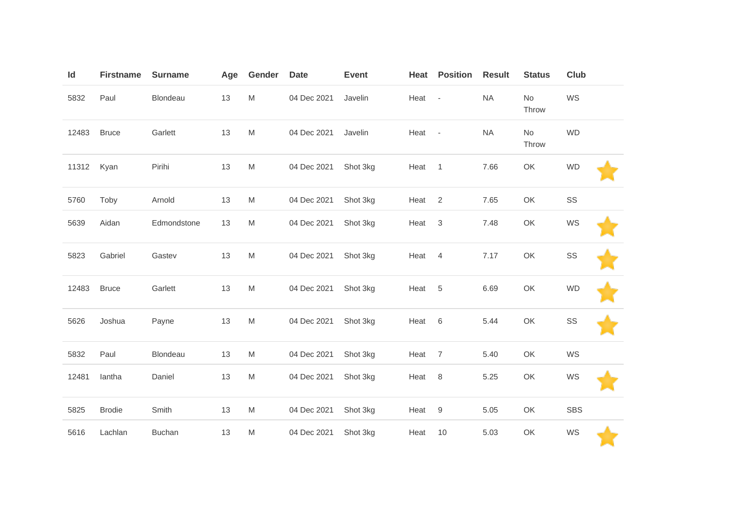| Id | Firstname | Surname | Age | Gender | Date | Event | Heat | Position | Result | Status | Club | |
|---|---|---|---|---|---|---|---|---|---|---|---|---|
| 5832 | Paul | Blondeau | 13 | M | 04 Dec 2021 | Javelin | Heat | - | NA | No Throw | WS | |
| 12483 | Bruce | Garlett | 13 | M | 04 Dec 2021 | Javelin | Heat | - | NA | No Throw | WD | |
| 11312 | Kyan | Pirihi | 13 | M | 04 Dec 2021 | Shot 3kg | Heat | 1 | 7.66 | OK | WD | ⭐ |
| 5760 | Toby | Arnold | 13 | M | 04 Dec 2021 | Shot 3kg | Heat | 2 | 7.65 | OK | SS | |
| 5639 | Aidan | Edmondstone | 13 | M | 04 Dec 2021 | Shot 3kg | Heat | 3 | 7.48 | OK | WS | ⭐ |
| 5823 | Gabriel | Gastev | 13 | M | 04 Dec 2021 | Shot 3kg | Heat | 4 | 7.17 | OK | SS | ⭐ |
| 12483 | Bruce | Garlett | 13 | M | 04 Dec 2021 | Shot 3kg | Heat | 5 | 6.69 | OK | WD | ⭐ |
| 5626 | Joshua | Payne | 13 | M | 04 Dec 2021 | Shot 3kg | Heat | 6 | 5.44 | OK | SS | ⭐ |
| 5832 | Paul | Blondeau | 13 | M | 04 Dec 2021 | Shot 3kg | Heat | 7 | 5.40 | OK | WS | |
| 12481 | Iantha | Daniel | 13 | M | 04 Dec 2021 | Shot 3kg | Heat | 8 | 5.25 | OK | WS | ⭐ |
| 5825 | Brodie | Smith | 13 | M | 04 Dec 2021 | Shot 3kg | Heat | 9 | 5.05 | OK | SBS | |
| 5616 | Lachlan | Buchan | 13 | M | 04 Dec 2021 | Shot 3kg | Heat | 10 | 5.03 | OK | WS | ⭐ |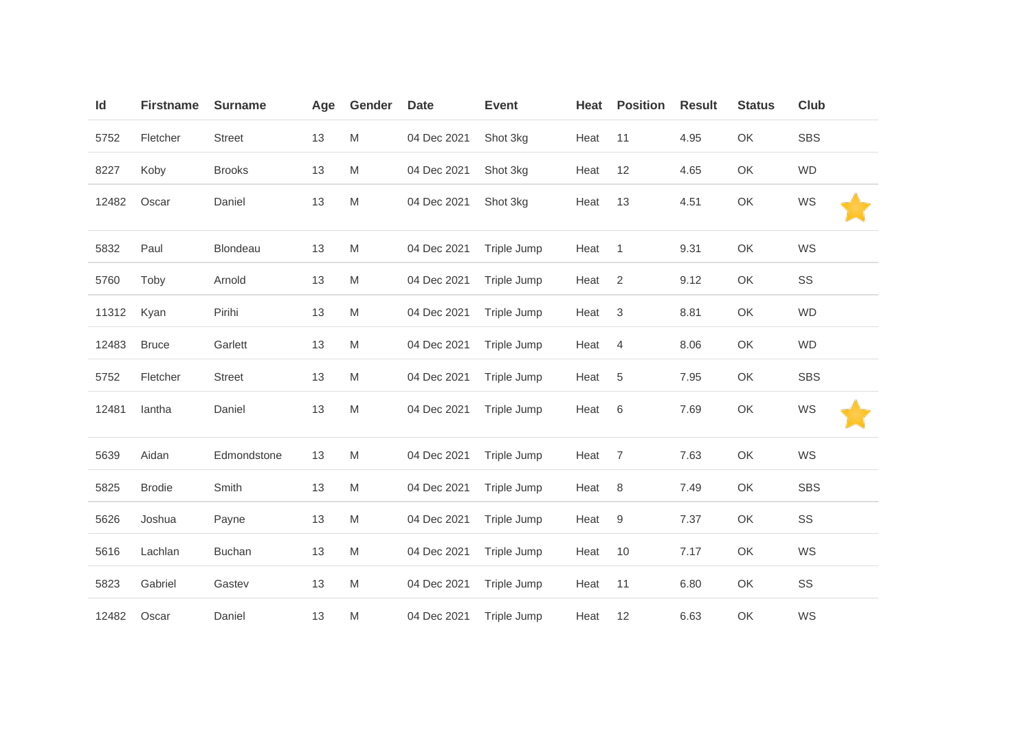| Id | Firstname | Surname | Age | Gender | Date | Event | Heat | Position | Result | Status | Club | |
|---|---|---|---|---|---|---|---|---|---|---|---|---|
| 5752 | Fletcher | Street | 13 | M | 04 Dec 2021 | Shot 3kg | Heat | 11 | 4.95 | OK | SBS | |
| 8227 | Koby | Brooks | 13 | M | 04 Dec 2021 | Shot 3kg | Heat | 12 | 4.65 | OK | WD | |
| 12482 | Oscar | Daniel | 13 | M | 04 Dec 2021 | Shot 3kg | Heat | 13 | 4.51 | OK | WS | ⭐ |
| 5832 | Paul | Blondeau | 13 | M | 04 Dec 2021 | Triple Jump | Heat | 1 | 9.31 | OK | WS | |
| 5760 | Toby | Arnold | 13 | M | 04 Dec 2021 | Triple Jump | Heat | 2 | 9.12 | OK | SS | |
| 11312 | Kyan | Pirihi | 13 | M | 04 Dec 2021 | Triple Jump | Heat | 3 | 8.81 | OK | WD | |
| 12483 | Bruce | Garlett | 13 | M | 04 Dec 2021 | Triple Jump | Heat | 4 | 8.06 | OK | WD | |
| 5752 | Fletcher | Street | 13 | M | 04 Dec 2021 | Triple Jump | Heat | 5 | 7.95 | OK | SBS | |
| 12481 | Iantha | Daniel | 13 | M | 04 Dec 2021 | Triple Jump | Heat | 6 | 7.69 | OK | WS | ⭐ |
| 5639 | Aidan | Edmondstone | 13 | M | 04 Dec 2021 | Triple Jump | Heat | 7 | 7.63 | OK | WS | |
| 5825 | Brodie | Smith | 13 | M | 04 Dec 2021 | Triple Jump | Heat | 8 | 7.49 | OK | SBS | |
| 5626 | Joshua | Payne | 13 | M | 04 Dec 2021 | Triple Jump | Heat | 9 | 7.37 | OK | SS | |
| 5616 | Lachlan | Buchan | 13 | M | 04 Dec 2021 | Triple Jump | Heat | 10 | 7.17 | OK | WS | |
| 5823 | Gabriel | Gastev | 13 | M | 04 Dec 2021 | Triple Jump | Heat | 11 | 6.80 | OK | SS | |
| 12482 | Oscar | Daniel | 13 | M | 04 Dec 2021 | Triple Jump | Heat | 12 | 6.63 | OK | WS | |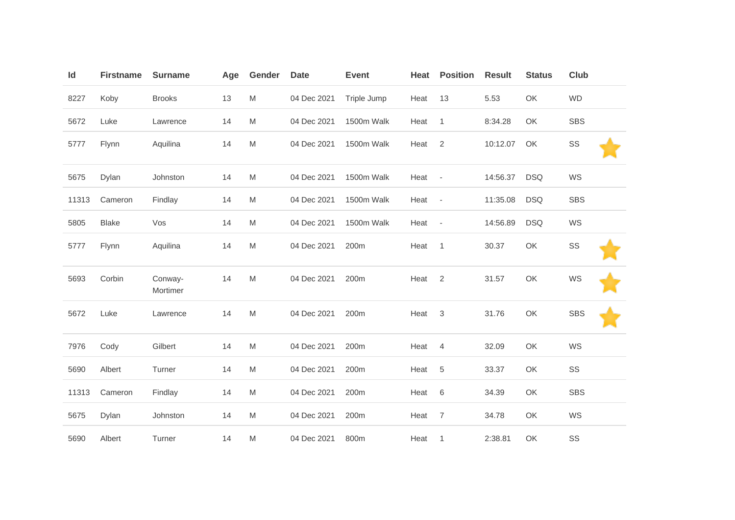| Id | Firstname | Surname | Age | Gender | Date | Event | Heat | Position | Result | Status | Club | |
|---|---|---|---|---|---|---|---|---|---|---|---|---|
| 8227 | Koby | Brooks | 13 | M | 04 Dec 2021 | Triple Jump | Heat | 13 | 5.53 | OK | WD | |
| 5672 | Luke | Lawrence | 14 | M | 04 Dec 2021 | 1500m Walk | Heat | 1 | 8:34.28 | OK | SBS | |
| 5777 | Flynn | Aquilina | 14 | M | 04 Dec 2021 | 1500m Walk | Heat | 2 | 10:12.07 | OK | SS | ⭐ |
| 5675 | Dylan | Johnston | 14 | M | 04 Dec 2021 | 1500m Walk | Heat | - | 14:56.37 | DSQ | WS | |
| 11313 | Cameron | Findlay | 14 | M | 04 Dec 2021 | 1500m Walk | Heat | - | 11:35.08 | DSQ | SBS | |
| 5805 | Blake | Vos | 14 | M | 04 Dec 2021 | 1500m Walk | Heat | - | 14:56.89 | DSQ | WS | |
| 5777 | Flynn | Aquilina | 14 | M | 04 Dec 2021 | 200m | Heat | 1 | 30.37 | OK | SS | ⭐ |
| 5693 | Corbin | Conway-Mortimer | 14 | M | 04 Dec 2021 | 200m | Heat | 2 | 31.57 | OK | WS | ⭐ |
| 5672 | Luke | Lawrence | 14 | M | 04 Dec 2021 | 200m | Heat | 3 | 31.76 | OK | SBS | ⭐ |
| 7976 | Cody | Gilbert | 14 | M | 04 Dec 2021 | 200m | Heat | 4 | 32.09 | OK | WS | |
| 5690 | Albert | Turner | 14 | M | 04 Dec 2021 | 200m | Heat | 5 | 33.37 | OK | SS | |
| 11313 | Cameron | Findlay | 14 | M | 04 Dec 2021 | 200m | Heat | 6 | 34.39 | OK | SBS | |
| 5675 | Dylan | Johnston | 14 | M | 04 Dec 2021 | 200m | Heat | 7 | 34.78 | OK | WS | |
| 5690 | Albert | Turner | 14 | M | 04 Dec 2021 | 800m | Heat | 1 | 2:38.81 | OK | SS | |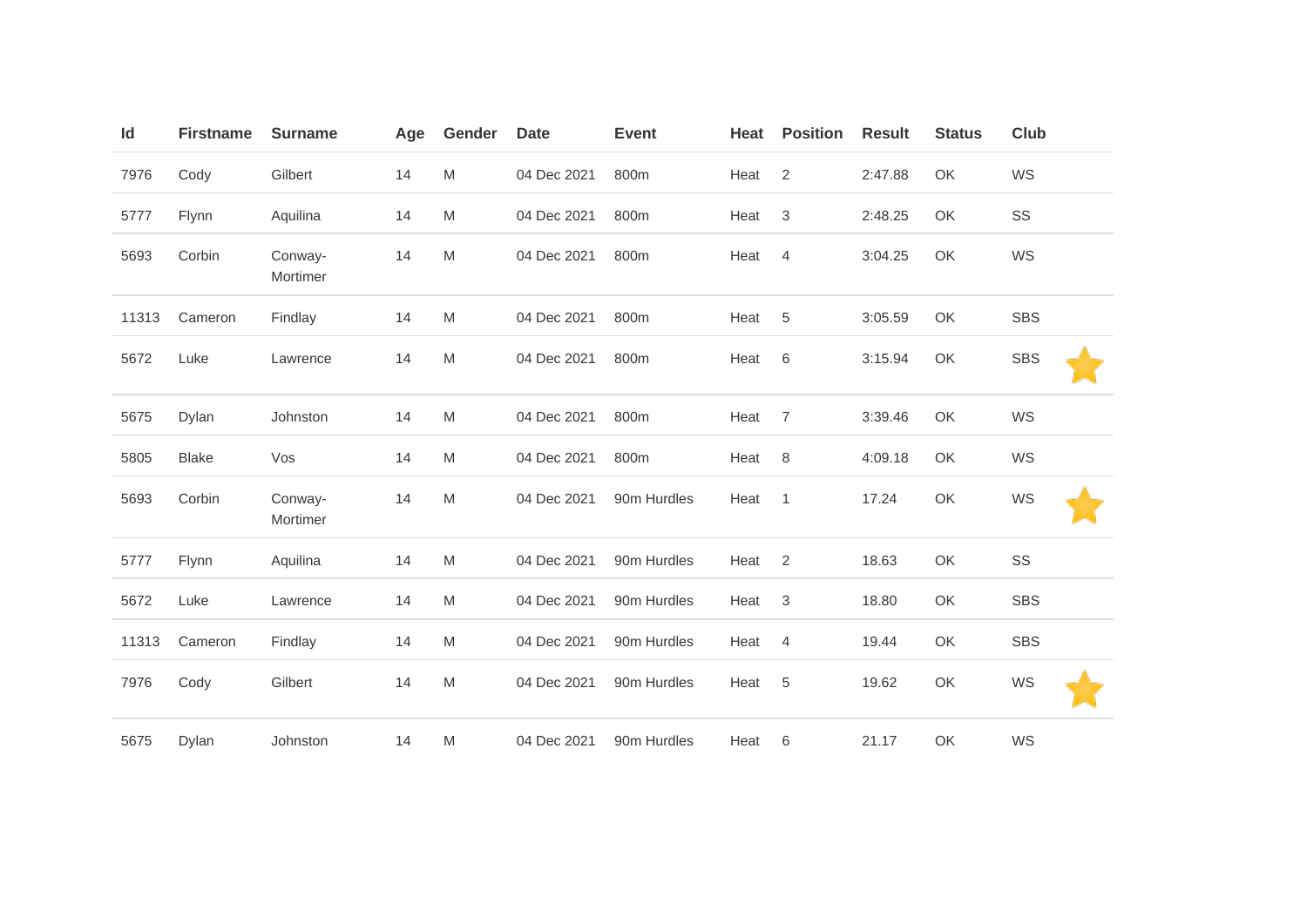| Id | Firstname | Surname | Age | Gender | Date | Event | Heat | Position | Result | Status | Club | |
|---|---|---|---|---|---|---|---|---|---|---|---|---|
| 7976 | Cody | Gilbert | 14 | M | 04 Dec 2021 | 800m | Heat | 2 | 2:47.88 | OK | WS | |
| 5777 | Flynn | Aquilina | 14 | M | 04 Dec 2021 | 800m | Heat | 3 | 2:48.25 | OK | SS | |
| 5693 | Corbin | Conway-Mortimer | 14 | M | 04 Dec 2021 | 800m | Heat | 4 | 3:04.25 | OK | WS | |
| 11313 | Cameron | Findlay | 14 | M | 04 Dec 2021 | 800m | Heat | 5 | 3:05.59 | OK | SBS | |
| 5672 | Luke | Lawrence | 14 | M | 04 Dec 2021 | 800m | Heat | 6 | 3:15.94 | OK | SBS | ⭐ |
| 5675 | Dylan | Johnston | 14 | M | 04 Dec 2021 | 800m | Heat | 7 | 3:39.46 | OK | WS | |
| 5805 | Blake | Vos | 14 | M | 04 Dec 2021 | 800m | Heat | 8 | 4:09.18 | OK | WS | |
| 5693 | Corbin | Conway-Mortimer | 14 | M | 04 Dec 2021 | 90m Hurdles | Heat | 1 | 17.24 | OK | WS | ⭐ |
| 5777 | Flynn | Aquilina | 14 | M | 04 Dec 2021 | 90m Hurdles | Heat | 2 | 18.63 | OK | SS | |
| 5672 | Luke | Lawrence | 14 | M | 04 Dec 2021 | 90m Hurdles | Heat | 3 | 18.80 | OK | SBS | |
| 11313 | Cameron | Findlay | 14 | M | 04 Dec 2021 | 90m Hurdles | Heat | 4 | 19.44 | OK | SBS | |
| 7976 | Cody | Gilbert | 14 | M | 04 Dec 2021 | 90m Hurdles | Heat | 5 | 19.62 | OK | WS | ⭐ |
| 5675 | Dylan | Johnston | 14 | M | 04 Dec 2021 | 90m Hurdles | Heat | 6 | 21.17 | OK | WS | |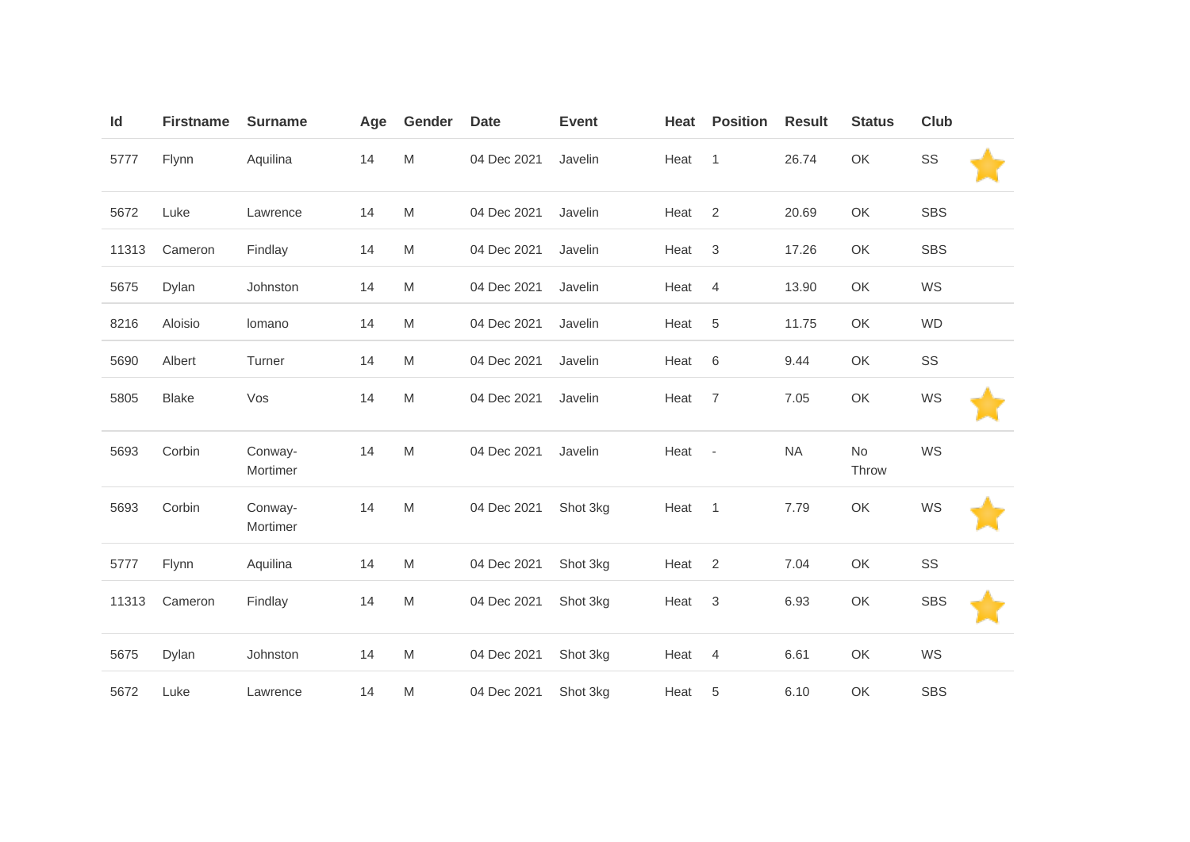| Id | Firstname | Surname | Age | Gender | Date | Event | Heat | Position | Result | Status | Club | |
|---|---|---|---|---|---|---|---|---|---|---|---|---|
| 5777 | Flynn | Aquilina | 14 | M | 04 Dec 2021 | Javelin | Heat | 1 | 26.74 | OK | SS | ⭐ |
| 5672 | Luke | Lawrence | 14 | M | 04 Dec 2021 | Javelin | Heat | 2 | 20.69 | OK | SBS | |
| 11313 | Cameron | Findlay | 14 | M | 04 Dec 2021 | Javelin | Heat | 3 | 17.26 | OK | SBS | |
| 5675 | Dylan | Johnston | 14 | M | 04 Dec 2021 | Javelin | Heat | 4 | 13.90 | OK | WS | |
| 8216 | Aloisio | lomano | 14 | M | 04 Dec 2021 | Javelin | Heat | 5 | 11.75 | OK | WD | |
| 5690 | Albert | Turner | 14 | M | 04 Dec 2021 | Javelin | Heat | 6 | 9.44 | OK | SS | |
| 5805 | Blake | Vos | 14 | M | 04 Dec 2021 | Javelin | Heat | 7 | 7.05 | OK | WS | ⭐ |
| 5693 | Corbin | Conway-Mortimer | 14 | M | 04 Dec 2021 | Javelin | Heat | - | NA | No Throw | WS | |
| 5693 | Corbin | Conway-Mortimer | 14 | M | 04 Dec 2021 | Shot 3kg | Heat | 1 | 7.79 | OK | WS | ⭐ |
| 5777 | Flynn | Aquilina | 14 | M | 04 Dec 2021 | Shot 3kg | Heat | 2 | 7.04 | OK | SS | |
| 11313 | Cameron | Findlay | 14 | M | 04 Dec 2021 | Shot 3kg | Heat | 3 | 6.93 | OK | SBS | ⭐ |
| 5675 | Dylan | Johnston | 14 | M | 04 Dec 2021 | Shot 3kg | Heat | 4 | 6.61 | OK | WS | |
| 5672 | Luke | Lawrence | 14 | M | 04 Dec 2021 | Shot 3kg | Heat | 5 | 6.10 | OK | SBS | |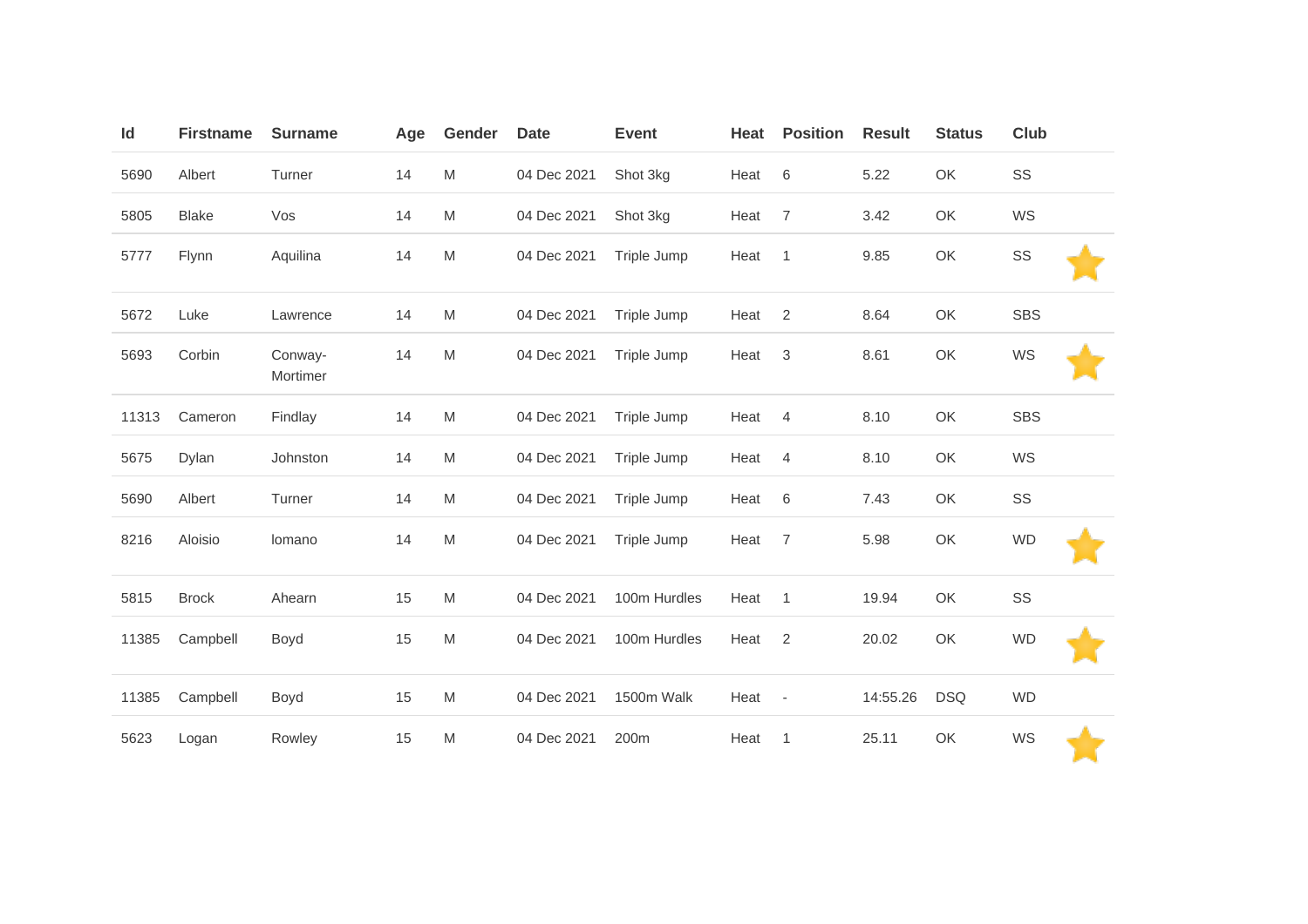| Id | Firstname | Surname | Age | Gender | Date | Event | Heat | Position | Result | Status | Club | |
|---|---|---|---|---|---|---|---|---|---|---|---|---|
| 5690 | Albert | Turner | 14 | M | 04 Dec 2021 | Shot 3kg | Heat | 6 | 5.22 | OK | SS | |
| 5805 | Blake | Vos | 14 | M | 04 Dec 2021 | Shot 3kg | Heat | 7 | 3.42 | OK | WS | |
| 5777 | Flynn | Aquilina | 14 | M | 04 Dec 2021 | Triple Jump | Heat | 1 | 9.85 | OK | SS | ⭐ |
| 5672 | Luke | Lawrence | 14 | M | 04 Dec 2021 | Triple Jump | Heat | 2 | 8.64 | OK | SBS | |
| 5693 | Corbin | Conway-Mortimer | 14 | M | 04 Dec 2021 | Triple Jump | Heat | 3 | 8.61 | OK | WS | ⭐ |
| 11313 | Cameron | Findlay | 14 | M | 04 Dec 2021 | Triple Jump | Heat | 4 | 8.10 | OK | SBS | |
| 5675 | Dylan | Johnston | 14 | M | 04 Dec 2021 | Triple Jump | Heat | 4 | 8.10 | OK | WS | |
| 5690 | Albert | Turner | 14 | M | 04 Dec 2021 | Triple Jump | Heat | 6 | 7.43 | OK | SS | |
| 8216 | Aloisio | lomano | 14 | M | 04 Dec 2021 | Triple Jump | Heat | 7 | 5.98 | OK | WD | ⭐ |
| 5815 | Brock | Ahearn | 15 | M | 04 Dec 2021 | 100m Hurdles | Heat | 1 | 19.94 | OK | SS | |
| 11385 | Campbell | Boyd | 15 | M | 04 Dec 2021 | 100m Hurdles | Heat | 2 | 20.02 | OK | WD | ⭐ |
| 11385 | Campbell | Boyd | 15 | M | 04 Dec 2021 | 1500m Walk | Heat | - | 14:55.26 | DSQ | WD | |
| 5623 | Logan | Rowley | 15 | M | 04 Dec 2021 | 200m | Heat | 1 | 25.11 | OK | WS | ⭐ |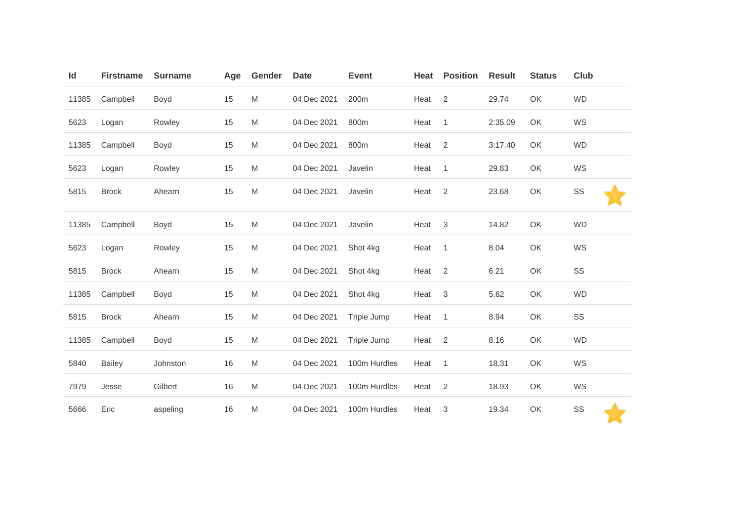| Id | Firstname | Surname | Age | Gender | Date | Event | Heat | Position | Result | Status | Club |
|---|---|---|---|---|---|---|---|---|---|---|---|
| 11385 | Campbell | Boyd | 15 | M | 04 Dec 2021 | 200m | Heat | 2 | 29.74 | OK | WD |
| 5623 | Logan | Rowley | 15 | M | 04 Dec 2021 | 800m | Heat | 1 | 2:35.09 | OK | WS |
| 11385 | Campbell | Boyd | 15 | M | 04 Dec 2021 | 800m | Heat | 2 | 3:17.40 | OK | WD |
| 5623 | Logan | Rowley | 15 | M | 04 Dec 2021 | Javelin | Heat | 1 | 29.83 | OK | WS |
| 5815 | Brock | Ahearn | 15 | M | 04 Dec 2021 | Javelin | Heat | 2 | 23.68 | OK | SS |
| 11385 | Campbell | Boyd | 15 | M | 04 Dec 2021 | Javelin | Heat | 3 | 14.82 | OK | WD |
| 5623 | Logan | Rowley | 15 | M | 04 Dec 2021 | Shot 4kg | Heat | 1 | 8.04 | OK | WS |
| 5815 | Brock | Ahearn | 15 | M | 04 Dec 2021 | Shot 4kg | Heat | 2 | 6.21 | OK | SS |
| 11385 | Campbell | Boyd | 15 | M | 04 Dec 2021 | Shot 4kg | Heat | 3 | 5.62 | OK | WD |
| 5815 | Brock | Ahearn | 15 | M | 04 Dec 2021 | Triple Jump | Heat | 1 | 8.94 | OK | SS |
| 11385 | Campbell | Boyd | 15 | M | 04 Dec 2021 | Triple Jump | Heat | 2 | 8.16 | OK | WD |
| 5840 | Bailey | Johnston | 16 | M | 04 Dec 2021 | 100m Hurdles | Heat | 1 | 18.31 | OK | WS |
| 7979 | Jesse | Gilbert | 16 | M | 04 Dec 2021 | 100m Hurdles | Heat | 2 | 18.93 | OK | WS |
| 5666 | Eric | aspeling | 16 | M | 04 Dec 2021 | 100m Hurdles | Heat | 3 | 19.34 | OK | SS |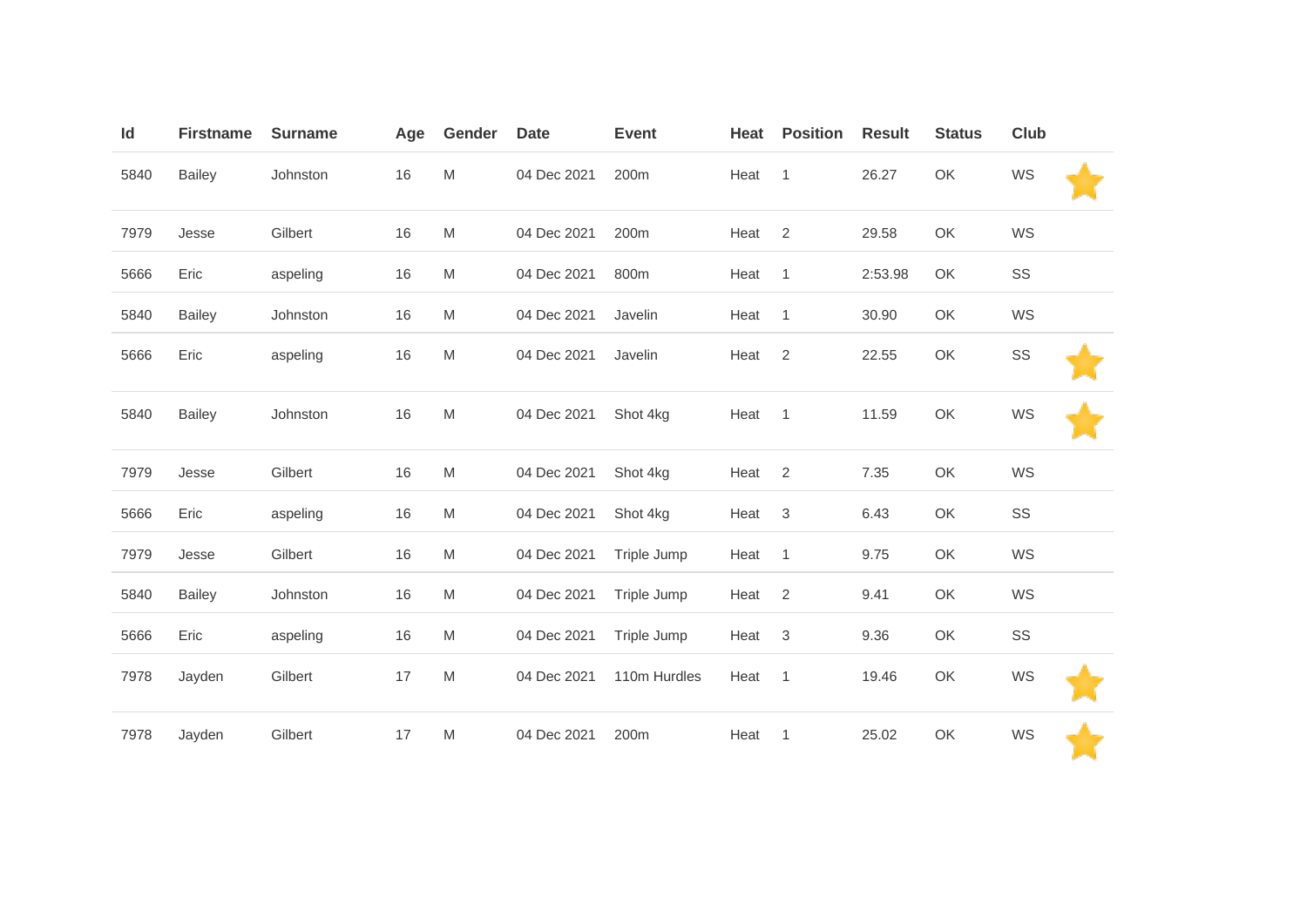| Id | Firstname | Surname | Age | Gender | Date | Event | Heat | Position | Result | Status | Club | |
|---|---|---|---|---|---|---|---|---|---|---|---|---|
| 5840 | Bailey | Johnston | 16 | M | 04 Dec 2021 | 200m | Heat | 1 | 26.27 | OK | WS | ⭐ |
| 7979 | Jesse | Gilbert | 16 | M | 04 Dec 2021 | 200m | Heat | 2 | 29.58 | OK | WS | |
| 5666 | Eric | aspeling | 16 | M | 04 Dec 2021 | 800m | Heat | 1 | 2:53.98 | OK | SS | |
| 5840 | Bailey | Johnston | 16 | M | 04 Dec 2021 | Javelin | Heat | 1 | 30.90 | OK | WS | |
| 5666 | Eric | aspeling | 16 | M | 04 Dec 2021 | Javelin | Heat | 2 | 22.55 | OK | SS | ⭐ |
| 5840 | Bailey | Johnston | 16 | M | 04 Dec 2021 | Shot 4kg | Heat | 1 | 11.59 | OK | WS | ⭐ |
| 7979 | Jesse | Gilbert | 16 | M | 04 Dec 2021 | Shot 4kg | Heat | 2 | 7.35 | OK | WS | |
| 5666 | Eric | aspeling | 16 | M | 04 Dec 2021 | Shot 4kg | Heat | 3 | 6.43 | OK | SS | |
| 7979 | Jesse | Gilbert | 16 | M | 04 Dec 2021 | Triple Jump | Heat | 1 | 9.75 | OK | WS | |
| 5840 | Bailey | Johnston | 16 | M | 04 Dec 2021 | Triple Jump | Heat | 2 | 9.41 | OK | WS | |
| 5666 | Eric | aspeling | 16 | M | 04 Dec 2021 | Triple Jump | Heat | 3 | 9.36 | OK | SS | |
| 7978 | Jayden | Gilbert | 17 | M | 04 Dec 2021 | 110m Hurdles | Heat | 1 | 19.46 | OK | WS | ⭐ |
| 7978 | Jayden | Gilbert | 17 | M | 04 Dec 2021 | 200m | Heat | 1 | 25.02 | OK | WS | ⭐ |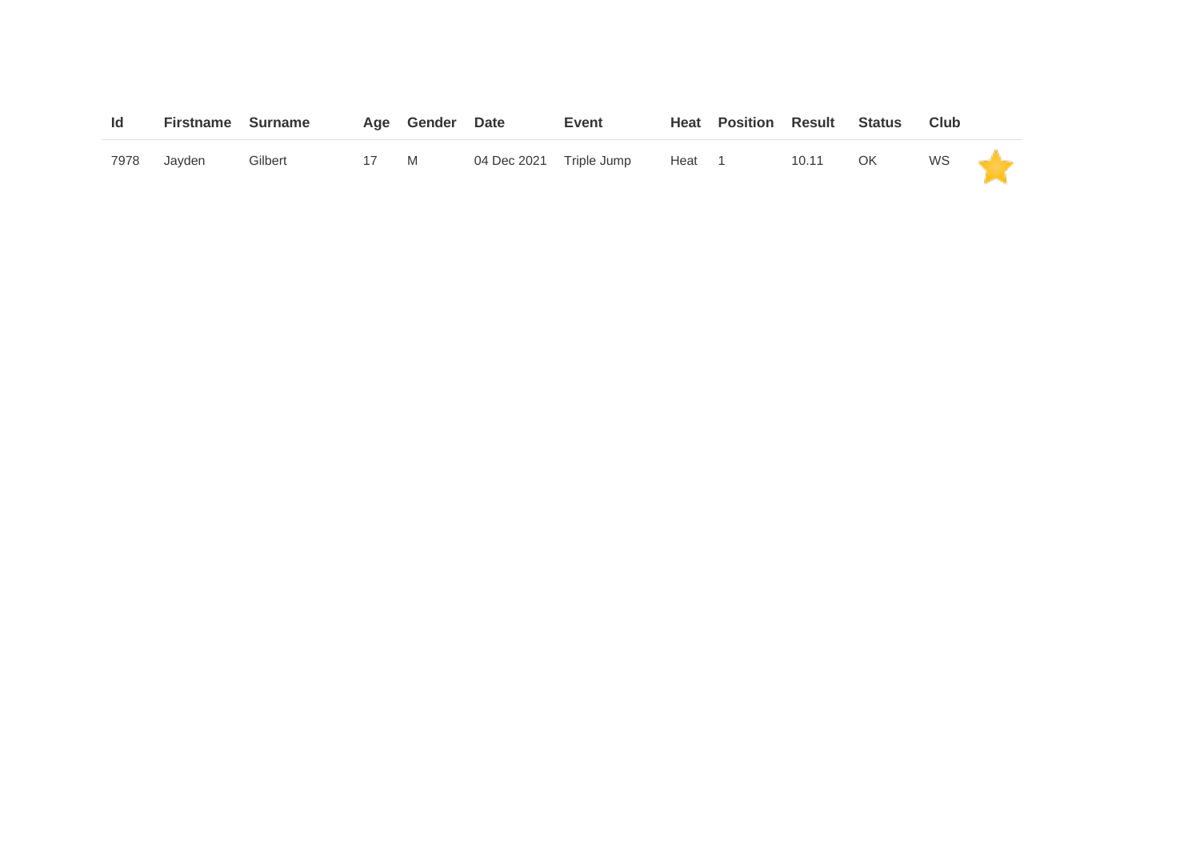| Id | Firstname | Surname | Age | Gender | Date | Event | Heat | Position | Result | Status | Club | |
|---|---|---|---|---|---|---|---|---|---|---|---|---|
| 7978 | Jayden | Gilbert | 17 | M | 04 Dec 2021 | Triple Jump | Heat | 1 | 10.11 | OK | WS | ⭐ |